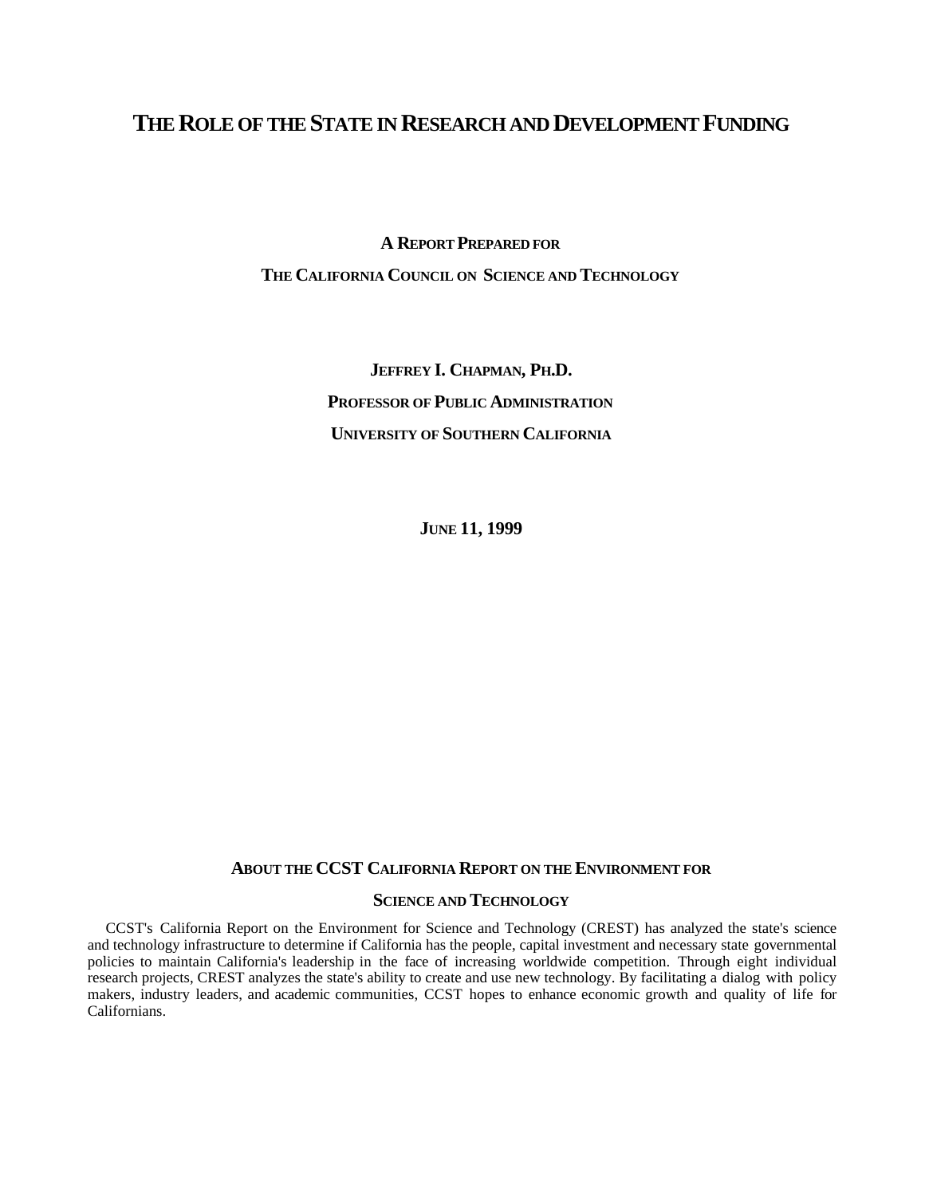# THE ROLE OF THE STATE IN RESEARCH AND DEVELOPMENT FUNDING

**A REPORT PREPARED FOR**

**THE CALIFORNIA COUNCIL ON SCIENCE AND TECHNOLOGY**

**JEFFREY I. CHAPMAN, PH.D.**

**PROFESSOR OF PUBLIC ADMINISTRATION**

**UNIVERSITY OF SOUTHERN CALIFORNIA**

**JUNE 11, 1999**

## ABOUT THE CCST CALIFORNIA REPORT ON THE ENVIRONMENT FOR SCIENCE AND TECHNOLOGY

CCST's California Report on the Environment for Science and Technology (CREST) has analyzed the state's science and technology infrastructure to determine if California has the people, capital investment and necessary state governmental policies to maintain California's leadership in the face of increasing worldwide competition. Through eight individual research projects, CREST analyzes the state's ability to create and use new technology. By facilitating a dialog with policy makers, industry leaders, and academic communities, CCST hopes to enhance economic growth and quality of life for Californians.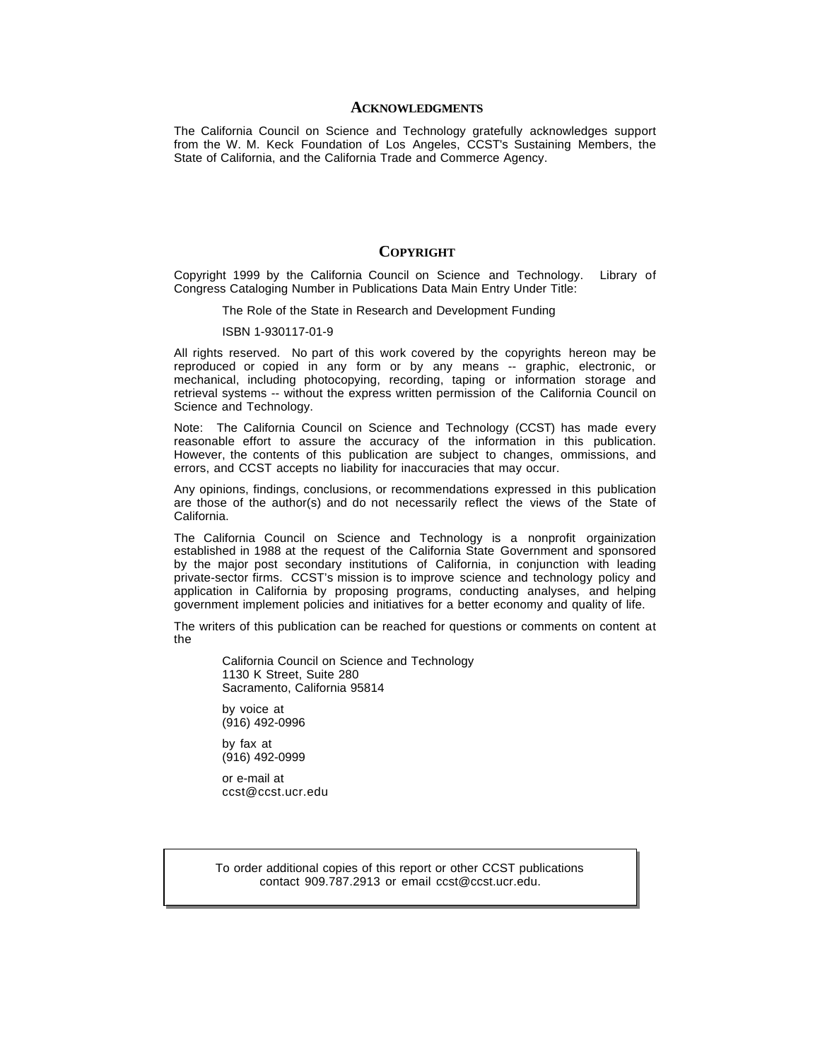## ACKNOWLEDGMENTS

The California Council on Science and Technology gratefully acknowledges support from the W. M. Keck Foundation of Los Angeles, CCST's Sustaining Members, the State of California, and the California Trade and Commerce Agency.

## COPYRIGHT

Copyright 1999 by the California Council on Science and Technology. Library of Congress Cataloging Number in Publications Data Main Entry Under Title:

The Role of the State in Research and Development Funding

ISBN 1-930117-01-9

All rights reserved. No part of this work covered by the copyrights hereon may be reproduced or copied in any form or by any means -- graphic, electronic, or mechanical, including photocopying, recording, taping or information storage and retrieval systems -- without the express written permission of the California Council on Science and Technology.

Note: The California Council on Science and Technology (CCST) has made every reasonable effort to assure the accuracy of the information in this publication. However, the contents of this publication are subject to changes, ommissions, and errors, and CCST accepts no liability for inaccuracies that may occur.

Any opinions, findings, conclusions, or recommendations expressed in this publication are those of the author(s) and do not necessarily reflect the views of the State of California.

The California Council on Science and Technology is a nonprofit orgainization established in 1988 at the request of the California State Government and sponsored by the major post secondary institutions of California, in conjunction with leading private-sector firms. CCST's mission is to improve science and technology policy and application in California by proposing programs, conducting analyses, and helping government implement policies and initiatives for a better economy and quality of life.

The writers of this publication can be reached for questions or comments on content at the

California Council on Science and Technology
1130 K Street, Suite 280
Sacramento, California 95814

by voice at
(916) 492-0996

by fax at
(916) 492-0999

or e-mail at
ccst@ccst.ucr.edu

To order additional copies of this report or other CCST publications contact 909.787.2913 or email ccst@ccst.ucr.edu.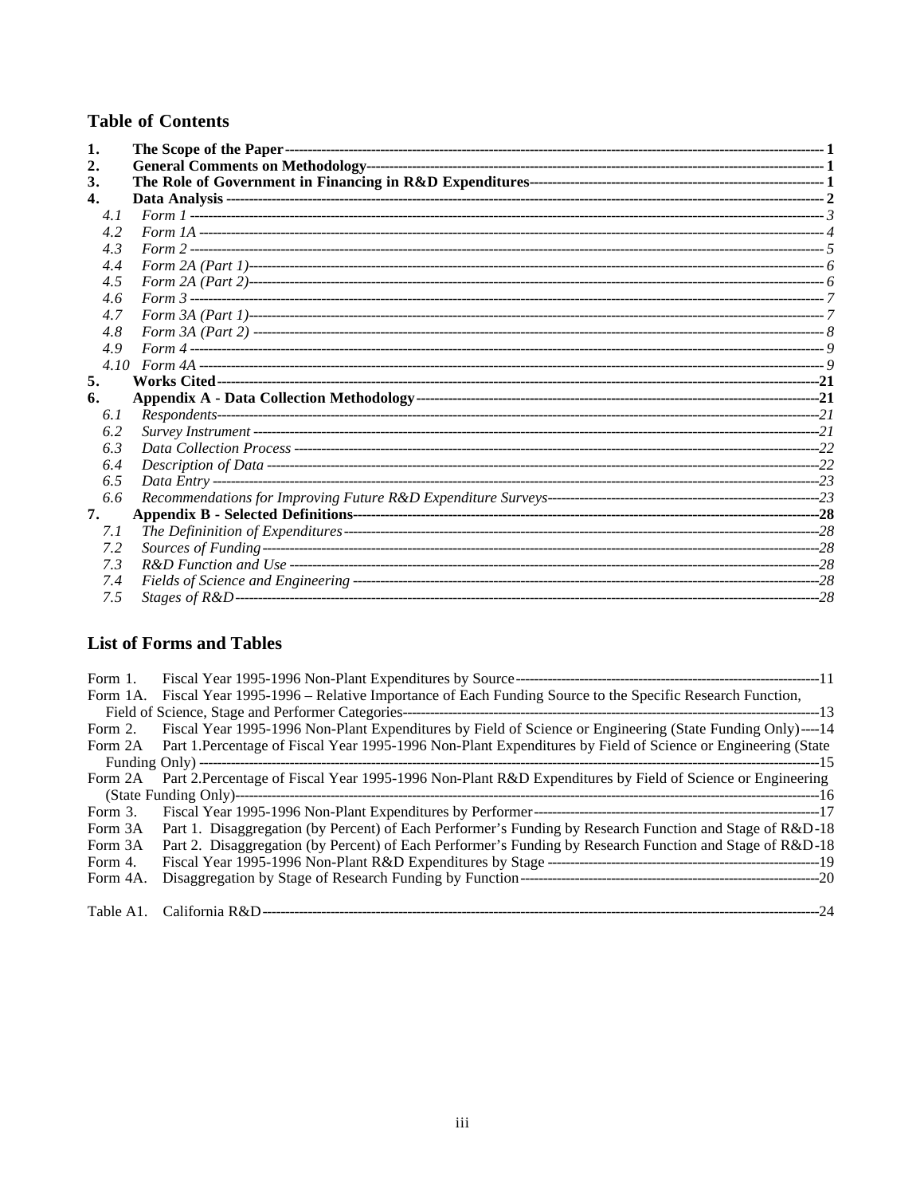## Table of Contents

| | | |
|---|---|---|
| **1.** | **The Scope of the Paper** | **1** |
| **2.** | **General Comments on Methodology** | **1** |
| **3.** | **The Role of Government in Financing in R&D Expenditures** | **1** |
| **4.** | **Data Analysis** | **2** |
| *4.1* | *Form 1* | *3* |
| *4.2* | *Form 1A* | *4* |
| *4.3* | *Form 2* | *5* |
| *4.4* | *Form 2A (Part 1)* | *6* |
| *4.5* | *Form 2A (Part 2)* | *6* |
| *4.6* | *Form 3* | *7* |
| *4.7* | *Form 3A (Part 1)* | *7* |
| *4.8* | *Form 3A (Part 2)* | *8* |
| *4.9* | *Form 4* | *9* |
| *4.10* | *Form 4A* | *9* |
| **5.** | **Works Cited** | **21** |
| **6.** | **Appendix A - Data Collection Methodology** | **21** |
| *6.1* | *Respondents* | *21* |
| *6.2* | *Survey Instrument* | *21* |
| *6.3* | *Data Collection Process* | *22* |
| *6.4* | *Description of Data* | *22* |
| *6.5* | *Data Entry* | *23* |
| *6.6* | *Recommendations for Improving Future R&D Expenditure Surveys* | *23* |
| **7.** | **Appendix B - Selected Definitions** | **28** |
| *7.1* | *The Definining of Expenditures* | *28* |
| *7.2* | *Sources of Funding* | *28* |
| *7.3* | *R&D Function and Use* | *28* |
| *7.4* | *Fields of Science and Engineering* | *28* |
| *7.5* | *Stages of R&D* | *28* |

## List of Forms and Tables

| | | |
|---|---|---|
| Form 1. | Fiscal Year 1995-1996 Non-Plant Expenditures by Source | 11 |
| Form 1A. | Fiscal Year 1995-1996 – Relative Importance of Each Funding Source to the Specific Research Function, Field of Science, Stage and Performer Categories | 13 |
| Form 2. | Fiscal Year 1995-1996 Non-Plant Expenditures by Field of Science or Engineering (State Funding Only) | 14 |
| Form 2A | Part 1.Percentage of Fiscal Year 1995-1996 Non-Plant Expenditures by Field of Science or Engineering (State Funding Only) | 15 |
| Form 2A | Part 2.Percentage of Fiscal Year 1995-1996 Non-Plant R&D Expenditures by Field of Science or Engineering (State Funding Only) | 16 |
| Form 3. | Fiscal Year 1995-1996 Non-Plant Expenditures by Performer | 17 |
| Form 3A | Part 1. Disaggregation (by Percent) of Each Performer's Funding by Research Function and Stage of R&D | 18 |
| Form 3A | Part 2. Disaggregation (by Percent) of Each Performer's Funding by Research Function and Stage of R&D | 18 |
| Form 4. | Fiscal Year 1995-1996 Non-Plant R&D Expenditures by Stage | 19 |
| Form 4A. | Disaggregation by Stage of Research Funding by Function | 20 |
| Table A1. | California R&D | 24 |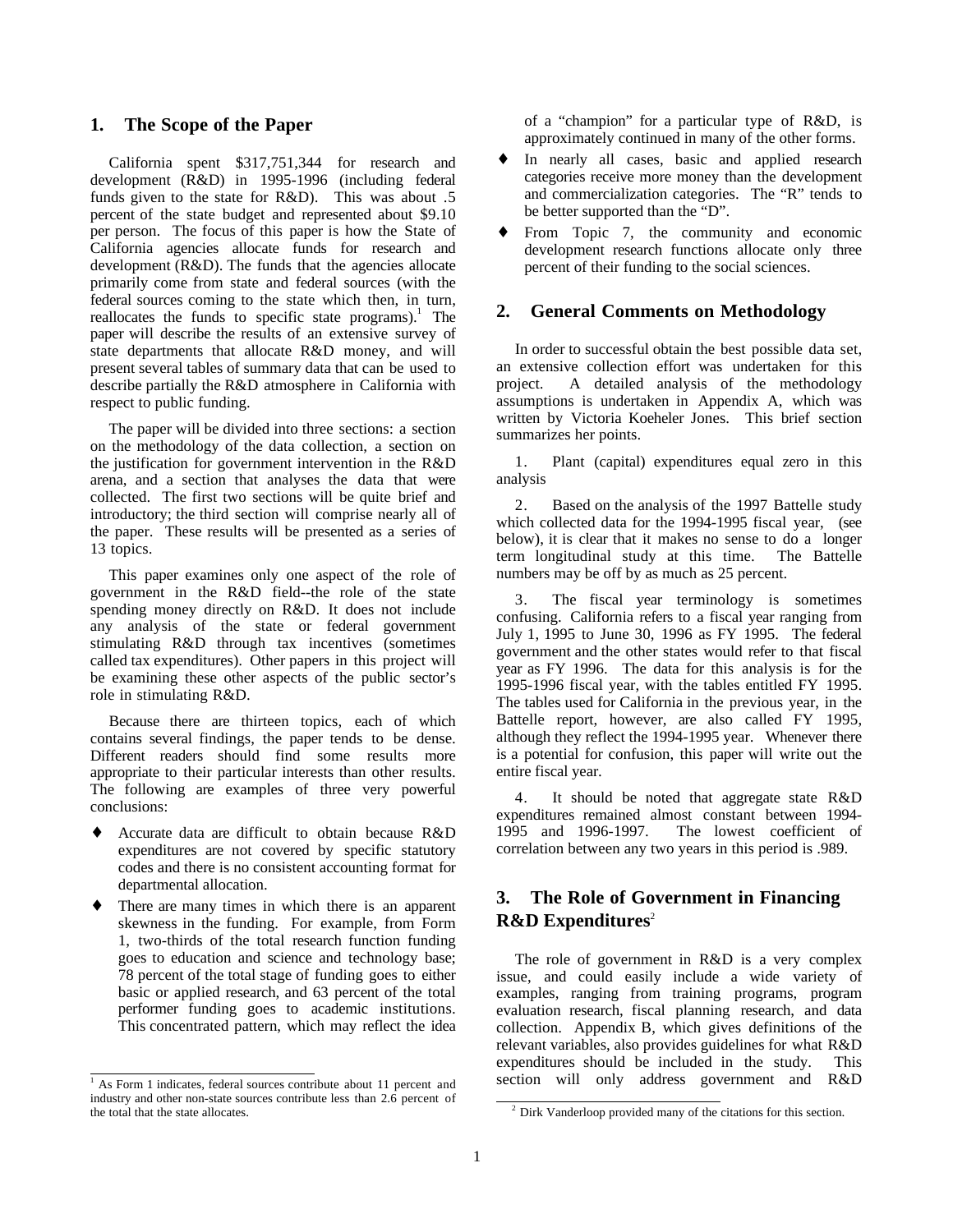## 1. The Scope of the Paper

California spent $317,751,344 for research and development (R&D) in 1995-1996 (including federal funds given to the state for R&D). This was about .5 percent of the state budget and represented about $9.10 per person. The focus of this paper is how the State of California agencies allocate funds for research and development (R&D). The funds that the agencies allocate primarily come from state and federal sources (with the federal sources coming to the state which then, in turn, reallocates the funds to specific state programs).[1] The paper will describe the results of an extensive survey of state departments that allocate R&D money, and will present several tables of summary data that can be used to describe partially the R&D atmosphere in California with respect to public funding.

The paper will be divided into three sections: a section on the methodology of the data collection, a section on the justification for government intervention in the R&D arena, and a section that analyses the data that were collected. The first two sections will be quite brief and introductory; the third section will comprise nearly all of the paper. These results will be presented as a series of 13 topics.

This paper examines only one aspect of the role of government in the R&D field--the role of the state spending money directly on R&D. It does not include any analysis of the state or federal government stimulating R&D through tax incentives (sometimes called tax expenditures). Other papers in this project will be examining these other aspects of the public sector's role in stimulating R&D.

Because there are thirteen topics, each of which contains several findings, the paper tends to be dense. Different readers should find some results more appropriate to their particular interests than other results. The following are examples of three very powerful conclusions:

- Accurate data are difficult to obtain because R&D expenditures are not covered by specific statutory codes and there is no consistent accounting format for departmental allocation.
- There are many times in which there is an apparent skewness in the funding. For example, from Form 1, two-thirds of the total research function funding goes to education and science and technology base; 78 percent of the total stage of funding goes to either basic or applied research, and 63 percent of the total performer funding goes to academic institutions. This concentrated pattern, which may reflect the idea of a "champion" for a particular type of R&D, is approximately continued in many of the other forms.
- In nearly all cases, basic and applied research categories receive more money than the development and commercialization categories. The "R" tends to be better supported than the "D".
- From Topic 7, the community and economic development research functions allocate only three percent of their funding to the social sciences.

[1] As Form 1 indicates, federal sources contribute about 11 percent and industry and other non-state sources contribute less than 2.6 percent of the total that the state allocates.

## 2. General Comments on Methodology

In order to successful obtain the best possible data set, an extensive collection effort was undertaken for this project. A detailed analysis of the methodology assumptions is undertaken in Appendix A, which was written by Victoria Koeheler Jones. This brief section summarizes her points.

1. Plant (capital) expenditures equal zero in this analysis

2. Based on the analysis of the 1997 Battelle study which collected data for the 1994-1995 fiscal year, (see below), it is clear that it makes no sense to do a longer term longitudinal study at this time. The Battelle numbers may be off by as much as 25 percent.

3. The fiscal year terminology is sometimes confusing. California refers to a fiscal year ranging from July 1, 1995 to June 30, 1996 as FY 1995. The federal government and the other states would refer to that fiscal year as FY 1996. The data for this analysis is for the 1995-1996 fiscal year, with the tables entitled FY 1995. The tables used for California in the previous year, in the Battelle report, however, are also called FY 1995, although they reflect the 1994-1995 year. Whenever there is a potential for confusion, this paper will write out the entire fiscal year.

4. It should be noted that aggregate state R&D expenditures remained almost constant between 1994-1995 and 1996-1997. The lowest coefficient of correlation between any two years in this period is .989.

## 3. The Role of Government in Financing R&D Expenditures[2]

The role of government in R&D is a very complex issue, and could easily include a wide variety of examples, ranging from training programs, program evaluation research, fiscal planning research, and data collection. Appendix B, which gives definitions of the relevant variables, also provides guidelines for what R&D expenditures should be included in the study. This section will only address government and R&D

[2] Dirk Vanderloop provided many of the citations for this section.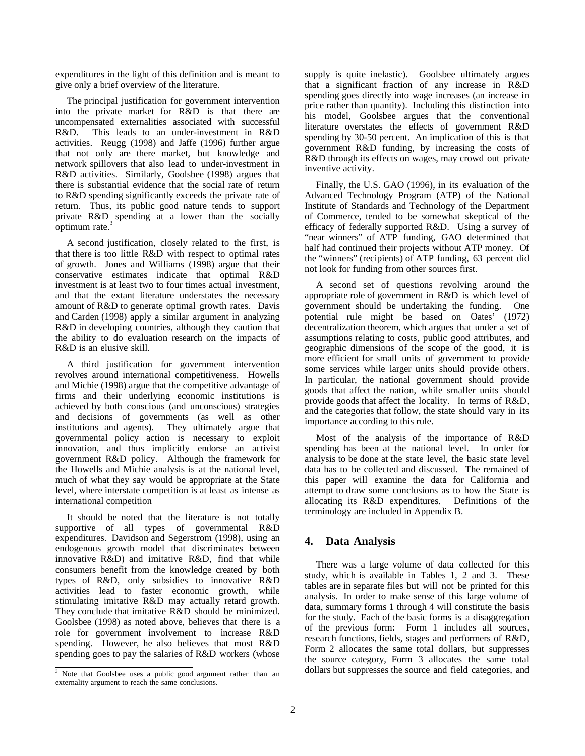expenditures in the light of this definition and is meant to give only a brief overview of the literature.

The principal justification for government intervention into the private market for R&D is that there are uncompensated externalities associated with successful R&D. This leads to an under-investment in R&D activities. Reugg (1998) and Jaffe (1996) further argue that not only are there market, but knowledge and network spillovers that also lead to under-investment in R&D activities. Similarly, Goolsbee (1998) argues that there is substantial evidence that the social rate of return to R&D spending significantly exceeds the private rate of return. Thus, its public good nature tends to support private R&D spending at a lower than the socially optimum rate.[3]

A second justification, closely related to the first, is that there is too little R&D with respect to optimal rates of growth. Jones and Williams (1998) argue that their conservative estimates indicate that optimal R&D investment is at least two to four times actual investment, and that the extant literature understates the necessary amount of R&D to generate optimal growth rates. Davis and Carden (1998) apply a similar argument in analyzing R&D in developing countries, although they caution that the ability to do evaluation research on the impacts of R&D is an elusive skill.

A third justification for government intervention revolves around international competitiveness. Howells and Michie (1998) argue that the competitive advantage of firms and their underlying economic institutions is achieved by both conscious (and unconscious) strategies and decisions of governments (as well as other institutions and agents). They ultimately argue that governmental policy action is necessary to exploit innovation, and thus implicitly endorse an activist government R&D policy. Although the framework for the Howells and Michie analysis is at the national level, much of what they say would be appropriate at the State level, where interstate competition is at least as intense as international competition

It should be noted that the literature is not totally supportive of all types of governmental R&D expenditures. Davidson and Segerstrom (1998), using an endogenous growth model that discriminates between innovative R&D) and imitative R&D, find that while consumers benefit from the knowledge created by both types of R&D, only subsidies to innovative R&D activities lead to faster economic growth, while stimulating imitative R&D may actually retard growth. They conclude that imitative R&D should be minimized. Goolsbee (1998) as noted above, believes that there is a role for government involvement to increase R&D spending. However, he also believes that most R&D spending goes to pay the salaries of R&D workers (whose supply is quite inelastic). Goolsbee ultimately argues that a significant fraction of any increase in R&D spending goes directly into wage increases (an increase in price rather than quantity). Including this distinction into his model, Goolsbee argues that the conventional literature overstates the effects of government R&D spending by 30-50 percent. An implication of this is that government R&D funding, by increasing the costs of R&D through its effects on wages, may crowd out private inventive activity.

Finally, the U.S. GAO (1996), in its evaluation of the Advanced Technology Program (ATP) of the National Institute of Standards and Technology of the Department of Commerce, tended to be somewhat skeptical of the efficacy of federally supported R&D. Using a survey of "near winners" of ATP funding, GAO determined that half had continued their projects without ATP money. Of the "winners" (recipients) of ATP funding, 63 percent did not look for funding from other sources first.

A second set of questions revolving around the appropriate role of government in R&D is which level of government should be undertaking the funding. One potential rule might be based on Oates' (1972) decentralization theorem, which argues that under a set of assumptions relating to costs, public good attributes, and geographic dimensions of the scope of the good, it is more efficient for small units of government to provide some services while larger units should provide others. In particular, the national government should provide goods that affect the nation, while smaller units should provide goods that affect the locality. In terms of R&D, and the categories that follow, the state should vary in its importance according to this rule.

Most of the analysis of the importance of R&D spending has been at the national level. In order for analysis to be done at the state level, the basic state level data has to be collected and discussed. The remained of this paper will examine the data for California and attempt to draw some conclusions as to how the State is allocating its R&D expenditures. Definitions of the terminology are included in Appendix B.

## 4. Data Analysis

There was a large volume of data collected for this study, which is available in Tables 1, 2 and 3. These tables are in separate files but will not be printed for this analysis. In order to make sense of this large volume of data, summary forms 1 through 4 will constitute the basis for the study. Each of the basic forms is a disaggregation of the previous form: Form 1 includes all sources, research functions, fields, stages and performers of R&D, Form 2 allocates the same total dollars, but suppresses the source category, Form 3 allocates the same total dollars but suppresses the source and field categories, and

[3] Note that Goolsbee uses a public good argument rather than an externality argument to reach the same conclusions.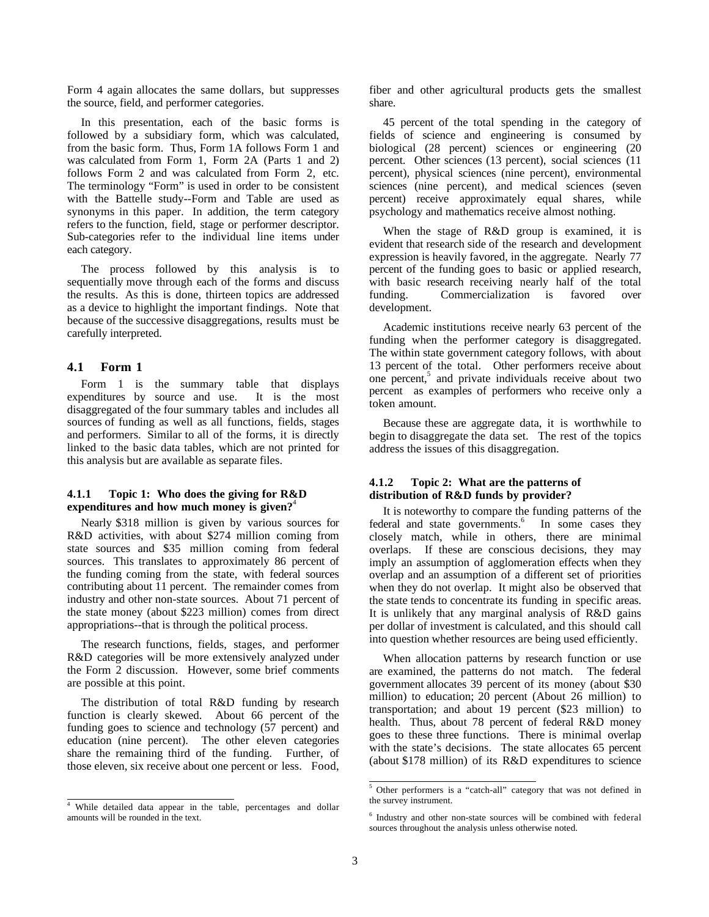Form 4 again allocates the same dollars, but suppresses the source, field, and performer categories.

In this presentation, each of the basic forms is followed by a subsidiary form, which was calculated, from the basic form. Thus, Form 1A follows Form 1 and was calculated from Form 1, Form 2A (Parts 1 and 2) follows Form 2 and was calculated from Form 2, etc. The terminology "Form" is used in order to be consistent with the Battelle study--Form and Table are used as synonyms in this paper. In addition, the term category refers to the function, field, stage or performer descriptor. Sub-categories refer to the individual line items under each category.

The process followed by this analysis is to sequentially move through each of the forms and discuss the results. As this is done, thirteen topics are addressed as a device to highlight the important findings. Note that because of the successive disaggregations, results must be carefully interpreted.

## 4.1 Form 1

Form 1 is the summary table that displays expenditures by source and use. It is the most disaggregated of the four summary tables and includes all sources of funding as well as all functions, fields, stages and performers. Similar to all of the forms, it is directly linked to the basic data tables, which are not printed for this analysis but are available as separate files.

### 4.1.1 Topic 1: Who does the giving for R&D expenditures and how much money is given?[4]

Nearly $318 million is given by various sources for R&D activities, with about $274 million coming from state sources and $35 million coming from federal sources. This translates to approximately 86 percent of the funding coming from the state, with federal sources contributing about 11 percent. The remainder comes from industry and other non-state sources. About 71 percent of the state money (about $223 million) comes from direct appropriations--that is through the political process.

The research functions, fields, stages, and performer R&D categories will be more extensively analyzed under the Form 2 discussion. However, some brief comments are possible at this point.

The distribution of total R&D funding by research function is clearly skewed. About 66 percent of the funding goes to science and technology (57 percent) and education (nine percent). The other eleven categories share the remaining third of the funding. Further, of those eleven, six receive about one percent or less. Food, fiber and other agricultural products gets the smallest share.

45 percent of the total spending in the category of fields of science and engineering is consumed by biological (28 percent) sciences or engineering (20 percent. Other sciences (13 percent), social sciences (11 percent), physical sciences (nine percent), environmental sciences (nine percent), and medical sciences (seven percent) receive approximately equal shares, while psychology and mathematics receive almost nothing.

When the stage of R&D group is examined, it is evident that research side of the research and development expression is heavily favored, in the aggregate. Nearly 77 percent of the funding goes to basic or applied research, with basic research receiving nearly half of the total funding. Commercialization is favored over development.

Academic institutions receive nearly 63 percent of the funding when the performer category is disaggregated. The within state government category follows, with about 13 percent of the total. Other performers receive about one percent,[5] and private individuals receive about two percent as examples of performers who receive only a token amount.

Because these are aggregate data, it is worthwhile to begin to disaggregate the data set. The rest of the topics address the issues of this disaggregation.

### 4.1.2 Topic 2: What are the patterns of distribution of R&D funds by provider?

It is noteworthy to compare the funding patterns of the federal and state governments.[6] In some cases they closely match, while in others, there are minimal overlaps. If these are conscious decisions, they may imply an assumption of agglomeration effects when they overlap and an assumption of a different set of priorities when they do not overlap. It might also be observed that the state tends to concentrate its funding in specific areas. It is unlikely that any marginal analysis of R&D gains per dollar of investment is calculated, and this should call into question whether resources are being used efficiently.

When allocation patterns by research function or use are examined, the patterns do not match. The federal government allocates 39 percent of its money (about $30 million) to education; 20 percent (About 26 million) to transportation; and about 19 percent ($23 million) to health. Thus, about 78 percent of federal R&D money goes to these three functions. There is minimal overlap with the state's decisions. The state allocates 65 percent (about $178 million) of its R&D expenditures to science

---

[4] While detailed data appear in the table, percentages and dollar amounts will be rounded in the text.

[5] Other performers is a "catch-all" category that was not defined in the survey instrument.

[6] Industry and other non-state sources will be combined with federal sources throughout the analysis unless otherwise noted.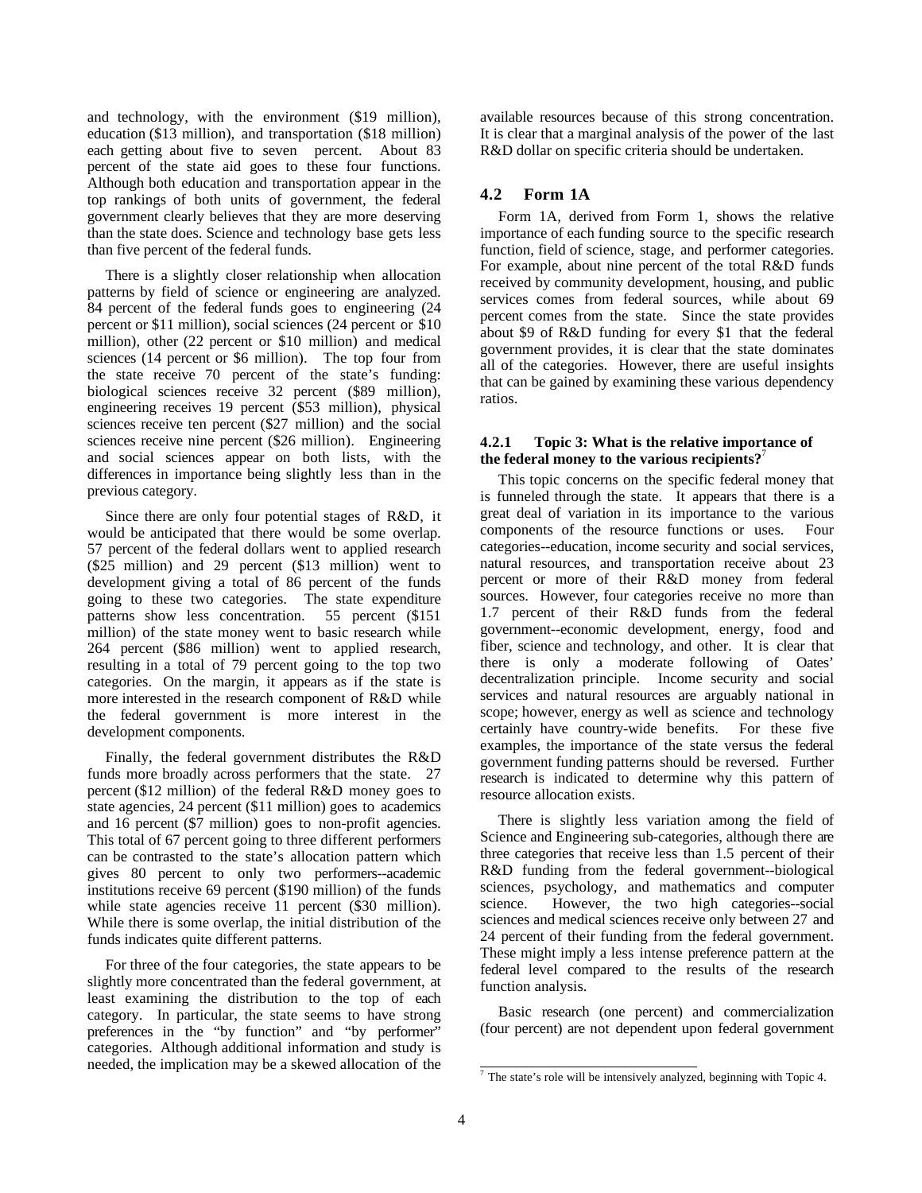and technology, with the environment ($19 million), education ($13 million), and transportation ($18 million) each getting about five to seven percent. About 83 percent of the state aid goes to these four functions. Although both education and transportation appear in the top rankings of both units of government, the federal government clearly believes that they are more deserving than the state does. Science and technology base gets less than five percent of the federal funds.

There is a slightly closer relationship when allocation patterns by field of science or engineering are analyzed. 84 percent of the federal funds goes to engineering (24 percent or $11 million), social sciences (24 percent or $10 million), other (22 percent or $10 million) and medical sciences (14 percent or $6 million). The top four from the state receive 70 percent of the state's funding: biological sciences receive 32 percent ($89 million), engineering receives 19 percent ($53 million), physical sciences receive ten percent ($27 million) and the social sciences receive nine percent ($26 million). Engineering and social sciences appear on both lists, with the differences in importance being slightly less than in the previous category.

Since there are only four potential stages of R&D, it would be anticipated that there would be some overlap. 57 percent of the federal dollars went to applied research ($25 million) and 29 percent ($13 million) went to development giving a total of 86 percent of the funds going to these two categories. The state expenditure patterns show less concentration. 55 percent ($151 million) of the state money went to basic research while 264 percent ($86 million) went to applied research, resulting in a total of 79 percent going to the top two categories. On the margin, it appears as if the state is more interested in the research component of R&D while the federal government is more interest in the development components.

Finally, the federal government distributes the R&D funds more broadly across performers that the state. 27 percent ($12 million) of the federal R&D money goes to state agencies, 24 percent ($11 million) goes to academics and 16 percent ($7 million) goes to non-profit agencies. This total of 67 percent going to three different performers can be contrasted to the state's allocation pattern which gives 80 percent to only two performers--academic institutions receive 69 percent ($190 million) of the funds while state agencies receive 11 percent ($30 million). While there is some overlap, the initial distribution of the funds indicates quite different patterns.

For three of the four categories, the state appears to be slightly more concentrated than the federal government, at least examining the distribution to the top of each category. In particular, the state seems to have strong preferences in the "by function" and "by performer" categories. Although additional information and study is needed, the implication may be a skewed allocation of the available resources because of this strong concentration. It is clear that a marginal analysis of the power of the last R&D dollar on specific criteria should be undertaken.

## 4.2 Form 1A

Form 1A, derived from Form 1, shows the relative importance of each funding source to the specific research function, field of science, stage, and performer categories. For example, about nine percent of the total R&D funds received by community development, housing, and public services comes from federal sources, while about 69 percent comes from the state. Since the state provides about $9 of R&D funding for every $1 that the federal government provides, it is clear that the state dominates all of the categories. However, there are useful insights that can be gained by examining these various dependency ratios.

### 4.2.1 Topic 3: What is the relative importance of the federal money to the various recipients?[7]

This topic concerns on the specific federal money that is funneled through the state. It appears that there is a great deal of variation in its importance to the various components of the resource functions or uses. Four categories--education, income security and social services, natural resources, and transportation receive about 23 percent or more of their R&D money from federal sources. However, four categories receive no more than 1.7 percent of their R&D funds from the federal government--economic development, energy, food and fiber, science and technology, and other. It is clear that there is only a moderate following of Oates' decentralization principle. Income security and social services and natural resources are arguably national in scope; however, energy as well as science and technology certainly have country-wide benefits. For these five examples, the importance of the state versus the federal government funding patterns should be reversed. Further research is indicated to determine why this pattern of resource allocation exists.

There is slightly less variation among the field of Science and Engineering sub-categories, although there are three categories that receive less than 1.5 percent of their R&D funding from the federal government--biological sciences, psychology, and mathematics and computer science. However, the two high categories--social sciences and medical sciences receive only between 27 and 24 percent of their funding from the federal government. These might imply a less intense preference pattern at the federal level compared to the results of the research function analysis.

Basic research (one percent) and commercialization (four percent) are not dependent upon federal government

[7] The state's role will be intensively analyzed, beginning with Topic 4.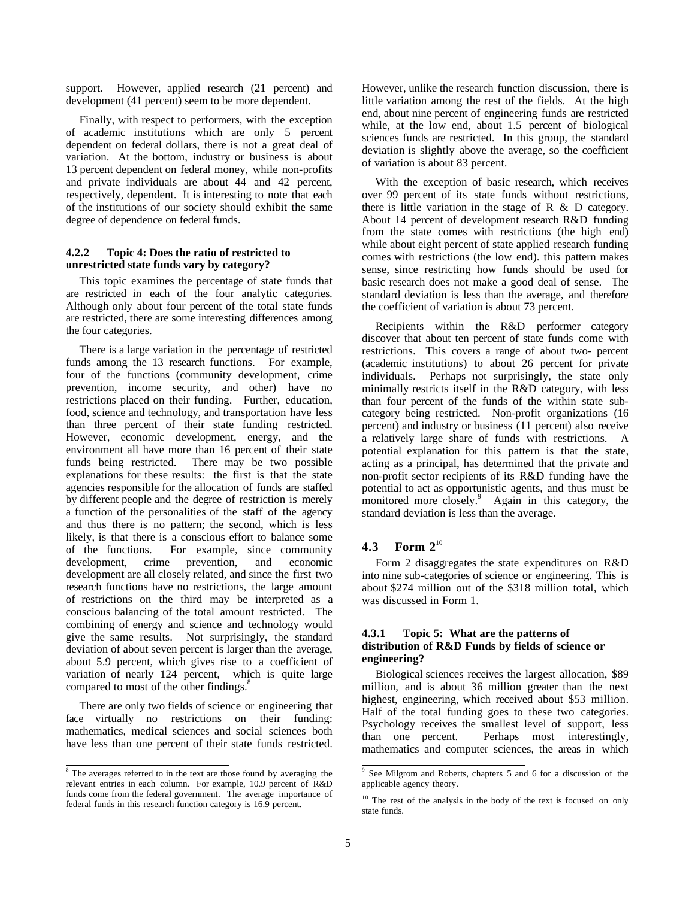support. However, applied research (21 percent) and development (41 percent) seem to be more dependent.

Finally, with respect to performers, with the exception of academic institutions which are only 5 percent dependent on federal dollars, there is not a great deal of variation. At the bottom, industry or business is about 13 percent dependent on federal money, while non-profits and private individuals are about 44 and 42 percent, respectively, dependent. It is interesting to note that each of the institutions of our society should exhibit the same degree of dependence on federal funds.

#### 4.2.2 Topic 4: Does the ratio of restricted to unrestricted state funds vary by category?

This topic examines the percentage of state funds that are restricted in each of the four analytic categories. Although only about four percent of the total state funds are restricted, there are some interesting differences among the four categories.

There is a large variation in the percentage of restricted funds among the 13 research functions. For example, four of the functions (community development, crime prevention, income security, and other) have no restrictions placed on their funding. Further, education, food, science and technology, and transportation have less than three percent of their state funding restricted. However, economic development, energy, and the environment all have more than 16 percent of their state funds being restricted. There may be two possible explanations for these results: the first is that the state agencies responsible for the allocation of funds are staffed by different people and the degree of restriction is merely a function of the personalities of the staff of the agency and thus there is no pattern; the second, which is less likely, is that there is a conscious effort to balance some of the functions. For example, since community development, crime prevention, and economic development are all closely related, and since the first two research functions have no restrictions, the large amount of restrictions on the third may be interpreted as a conscious balancing of the total amount restricted. The combining of energy and science and technology would give the same results. Not surprisingly, the standard deviation of about seven percent is larger than the average, about 5.9 percent, which gives rise to a coefficient of variation of nearly 124 percent, which is quite large compared to most of the other findings.[8]

There are only two fields of science or engineering that face virtually no restrictions on their funding: mathematics, medical sciences and social sciences both have less than one percent of their state funds restricted. However, unlike the research function discussion, there is little variation among the rest of the fields. At the high end, about nine percent of engineering funds are restricted while, at the low end, about 1.5 percent of biological sciences funds are restricted. In this group, the standard deviation is slightly above the average, so the coefficient of variation is about 83 percent.

With the exception of basic research, which receives over 99 percent of its state funds without restrictions, there is little variation in the stage of R & D category. About 14 percent of development research R&D funding from the state comes with restrictions (the high end) while about eight percent of state applied research funding comes with restrictions (the low end). this pattern makes sense, since restricting how funds should be used for basic research does not make a good deal of sense. The standard deviation is less than the average, and therefore the coefficient of variation is about 73 percent.

Recipients within the R&D performer category discover that about ten percent of state funds come with restrictions. This covers a range of about two- percent (academic institutions) to about 26 percent for private individuals. Perhaps not surprisingly, the state only minimally restricts itself in the R&D category, with less than four percent of the funds of the within state sub-category being restricted. Non-profit organizations (16 percent) and industry or business (11 percent) also receive a relatively large share of funds with restrictions. A potential explanation for this pattern is that the state, acting as a principal, has determined that the private and non-profit sector recipients of its R&D funding have the potential to act as opportunistic agents, and thus must be monitored more closely.[9] Again in this category, the standard deviation is less than the average.

### 4.3 Form 2[10]

Form 2 disaggregates the state expenditures on R&D into nine sub-categories of science or engineering. This is about $274 million out of the $318 million total, which was discussed in Form 1.

#### 4.3.1 Topic 5: What are the patterns of distribution of R&D Funds by fields of science or engineering?

Biological sciences receives the largest allocation, $89 million, and is about 36 million greater than the next highest, engineering, which received about $53 million. Half of the total funding goes to these two categories. Psychology receives the smallest level of support, less than one percent. Perhaps most interestingly, mathematics and computer sciences, the areas in which

---

[8] The averages referred to in the text are those found by averaging the relevant entries in each column. For example, 10.9 percent of R&D funds come from the federal government. The average importance of federal funds in this research function category is 16.9 percent.

[9] See Milgrom and Roberts, chapters 5 and 6 for a discussion of the applicable agency theory.

[10] The rest of the analysis in the body of the text is focused on only state funds.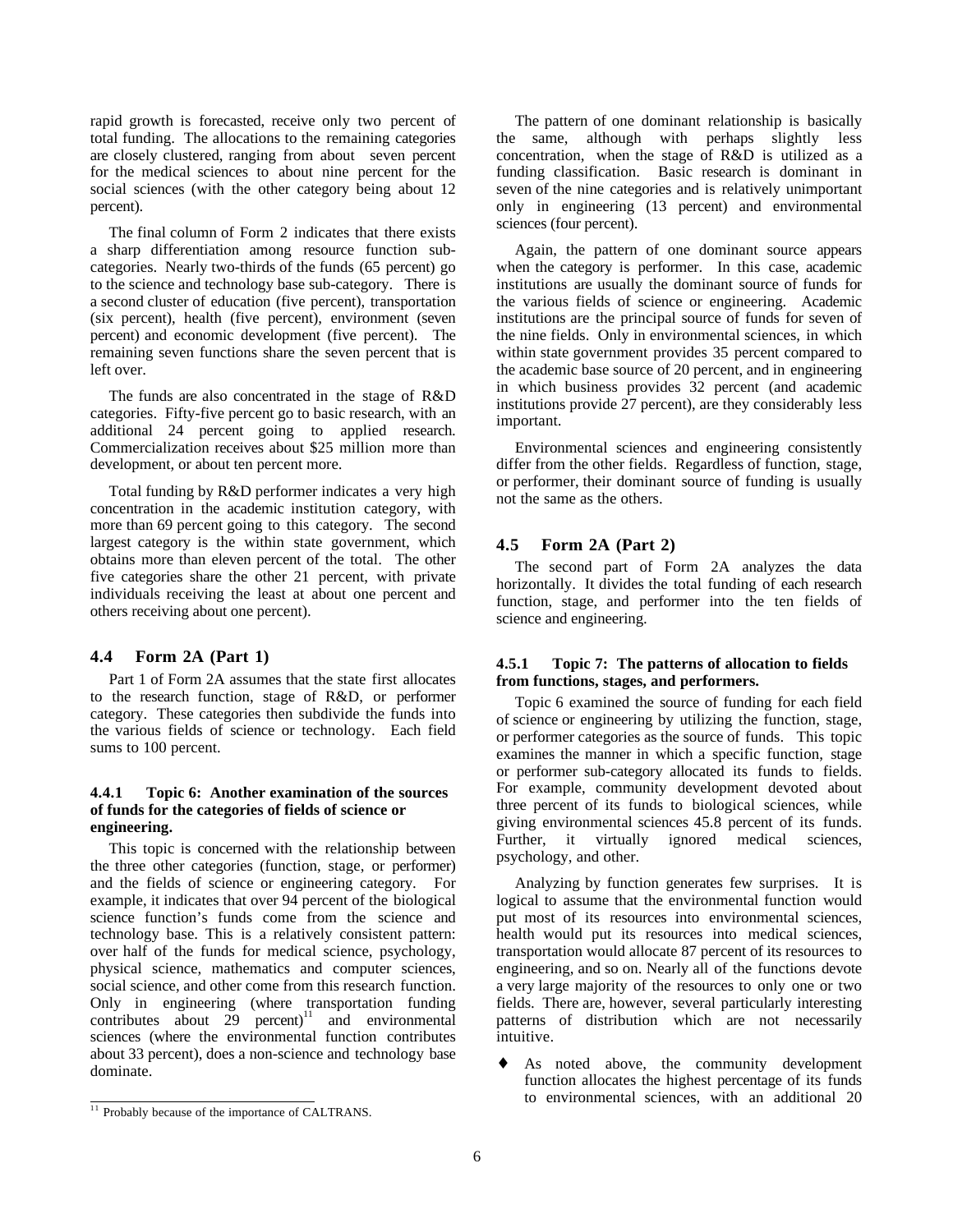rapid growth is forecasted, receive only two percent of total funding. The allocations to the remaining categories are closely clustered, ranging from about seven percent for the medical sciences to about nine percent for the social sciences (with the other category being about 12 percent).

The final column of Form 2 indicates that there exists a sharp differentiation among resource function sub-categories. Nearly two-thirds of the funds (65 percent) go to the science and technology base sub-category. There is a second cluster of education (five percent), transportation (six percent), health (five percent), environment (seven percent) and economic development (five percent). The remaining seven functions share the seven percent that is left over.

The funds are also concentrated in the stage of R&D categories. Fifty-five percent go to basic research, with an additional 24 percent going to applied research. Commercialization receives about $25 million more than development, or about ten percent more.

Total funding by R&D performer indicates a very high concentration in the academic institution category, with more than 69 percent going to this category. The second largest category is the within state government, which obtains more than eleven percent of the total. The other five categories share the other 21 percent, with private individuals receiving the least at about one percent and others receiving about one percent).

## 4.4 Form 2A (Part 1)

Part 1 of Form 2A assumes that the state first allocates to the research function, stage of R&D, or performer category. These categories then subdivide the funds into the various fields of science or technology. Each field sums to 100 percent.

### 4.4.1 Topic 6: Another examination of the sources of funds for the categories of fields of science or engineering.

This topic is concerned with the relationship between the three other categories (function, stage, or performer) and the fields of science or engineering category. For example, it indicates that over 94 percent of the biological science function's funds come from the science and technology base. This is a relatively consistent pattern: over half of the funds for medical science, psychology, physical science, mathematics and computer sciences, social science, and other come from this research function. Only in engineering (where transportation funding contributes about 29 percent)[11] and environmental sciences (where the environmental function contributes about 33 percent), does a non-science and technology base dominate.

The pattern of one dominant relationship is basically the same, although with perhaps slightly less concentration, when the stage of R&D is utilized as a funding classification. Basic research is dominant in seven of the nine categories and is relatively unimportant only in engineering (13 percent) and environmental sciences (four percent).

Again, the pattern of one dominant source appears when the category is performer. In this case, academic institutions are usually the dominant source of funds for the various fields of science or engineering. Academic institutions are the principal source of funds for seven of the nine fields. Only in environmental sciences, in which within state government provides 35 percent compared to the academic base source of 20 percent, and in engineering in which business provides 32 percent (and academic institutions provide 27 percent), are they considerably less important.

Environmental sciences and engineering consistently differ from the other fields. Regardless of function, stage, or performer, their dominant source of funding is usually not the same as the others.

## 4.5 Form 2A (Part 2)

The second part of Form 2A analyzes the data horizontally. It divides the total funding of each research function, stage, and performer into the ten fields of science and engineering.

### 4.5.1 Topic 7: The patterns of allocation to fields from functions, stages, and performers.

Topic 6 examined the source of funding for each field of science or engineering by utilizing the function, stage, or performer categories as the source of funds. This topic examines the manner in which a specific function, stage or performer sub-category allocated its funds to fields. For example, community development devoted about three percent of its funds to biological sciences, while giving environmental sciences 45.8 percent of its funds. Further, it virtually ignored medical sciences, psychology, and other.

Analyzing by function generates few surprises. It is logical to assume that the environmental function would put most of its resources into environmental sciences, health would put its resources into medical sciences, transportation would allocate 87 percent of its resources to engineering, and so on. Nearly all of the functions devote a very large majority of the resources to only one or two fields. There are, however, several particularly interesting patterns of distribution which are not necessarily intuitive.

- As noted above, the community development function allocates the highest percentage of its funds to environmental sciences, with an additional 20

[11] Probably because of the importance of CALTRANS.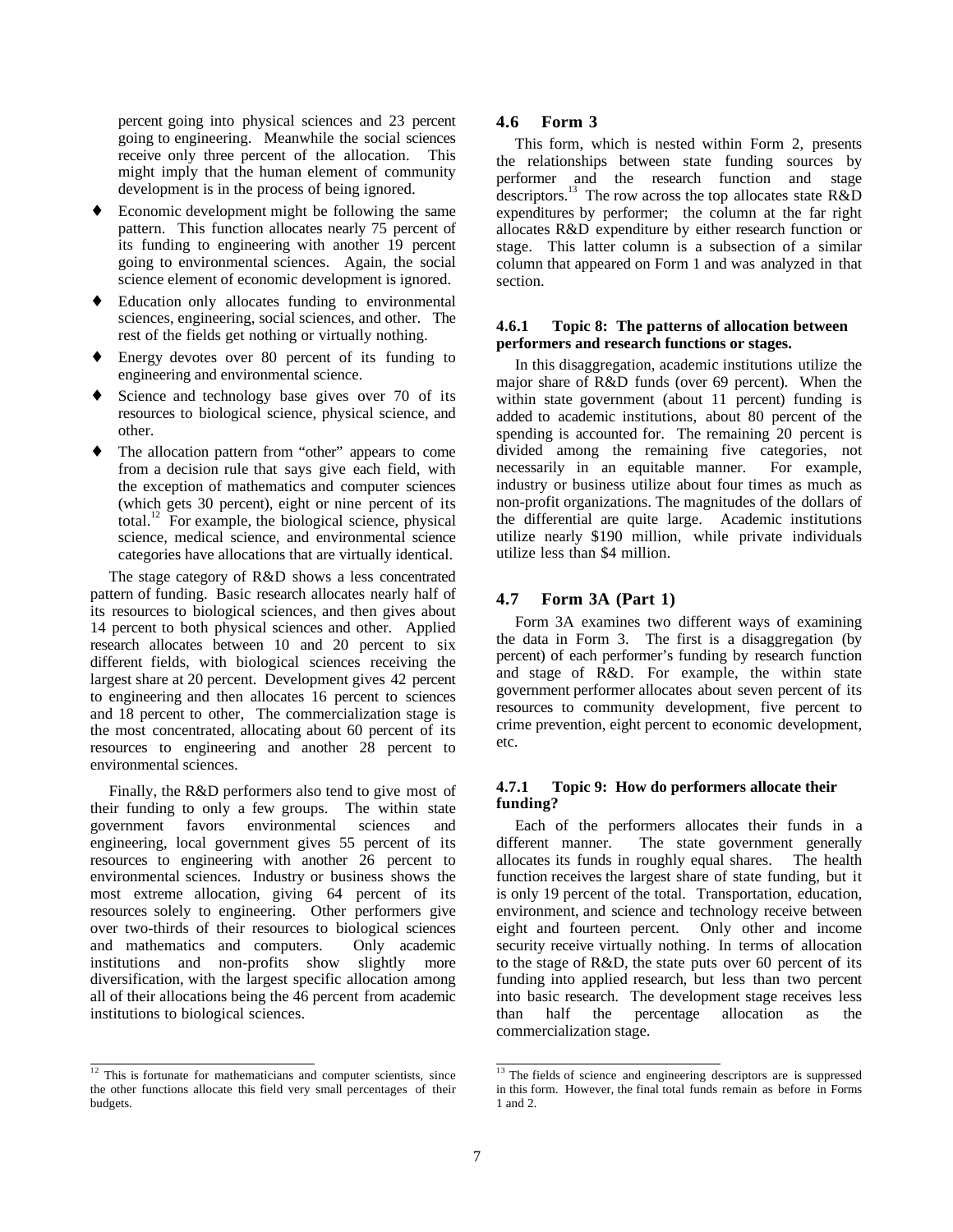percent going into physical sciences and 23 percent going to engineering. Meanwhile the social sciences receive only three percent of the allocation. This might imply that the human element of community development is in the process of being ignored.

- Economic development might be following the same pattern. This function allocates nearly 75 percent of its funding to engineering with another 19 percent going to environmental sciences. Again, the social science element of economic development is ignored.
- Education only allocates funding to environmental sciences, engineering, social sciences, and other. The rest of the fields get nothing or virtually nothing.
- Energy devotes over 80 percent of its funding to engineering and environmental science.
- Science and technology base gives over 70 of its resources to biological science, physical science, and other.
- The allocation pattern from "other" appears to come from a decision rule that says give each field, with the exception of mathematics and computer sciences (which gets 30 percent), eight or nine percent of its total.[12] For example, the biological science, physical science, medical science, and environmental science categories have allocations that are virtually identical.

The stage category of R&D shows a less concentrated pattern of funding. Basic research allocates nearly half of its resources to biological sciences, and then gives about 14 percent to both physical sciences and other. Applied research allocates between 10 and 20 percent to six different fields, with biological sciences receiving the largest share at 20 percent. Development gives 42 percent to engineering and then allocates 16 percent to sciences and 18 percent to other, The commercialization stage is the most concentrated, allocating about 60 percent of its resources to engineering and another 28 percent to environmental sciences.

Finally, the R&D performers also tend to give most of their funding to only a few groups. The within state government favors environmental sciences and engineering, local government gives 55 percent of its resources to engineering with another 26 percent to environmental sciences. Industry or business shows the most extreme allocation, giving 64 percent of its resources solely to engineering. Other performers give over two-thirds of their resources to biological sciences and mathematics and computers. Only academic institutions and non-profits show slightly more diversification, with the largest specific allocation among all of their allocations being the 46 percent from academic institutions to biological sciences.

## 4.6 Form 3

This form, which is nested within Form 2, presents the relationships between state funding sources by performer and the research function and stage descriptors.[13] The row across the top allocates state R&D expenditures by performer; the column at the far right allocates R&D expenditure by either research function or stage. This latter column is a subsection of a similar column that appeared on Form 1 and was analyzed in that section.

### 4.6.1 Topic 8: The patterns of allocation between performers and research functions or stages.

In this disaggregation, academic institutions utilize the major share of R&D funds (over 69 percent). When the within state government (about 11 percent) funding is added to academic institutions, about 80 percent of the spending is accounted for. The remaining 20 percent is divided among the remaining five categories, not necessarily in an equitable manner. For example, industry or business utilize about four times as much as non-profit organizations. The magnitudes of the dollars of the differential are quite large. Academic institutions utilize nearly $190 million, while private individuals utilize less than $4 million.

## 4.7 Form 3A (Part 1)

Form 3A examines two different ways of examining the data in Form 3. The first is a disaggregation (by percent) of each performer's funding by research function and stage of R&D. For example, the within state government performer allocates about seven percent of its resources to community development, five percent to crime prevention, eight percent to economic development, etc.

### 4.7.1 Topic 9: How do performers allocate their funding?

Each of the performers allocates their funds in a different manner. The state government generally allocates its funds in roughly equal shares. The health function receives the largest share of state funding, but it is only 19 percent of the total. Transportation, education, environment, and science and technology receive between eight and fourteen percent. Only other and income security receive virtually nothing. In terms of allocation to the stage of R&D, the state puts over 60 percent of its funding into applied research, but less than two percent into basic research. The development stage receives less than half the percentage allocation as the commercialization stage.

---

[12] This is fortunate for mathematicians and computer scientists, since the other functions allocate this field very small percentages of their budgets.

[13] The fields of science and engineering descriptors are is suppressed in this form. However, the final total funds remain as before in Forms 1 and 2.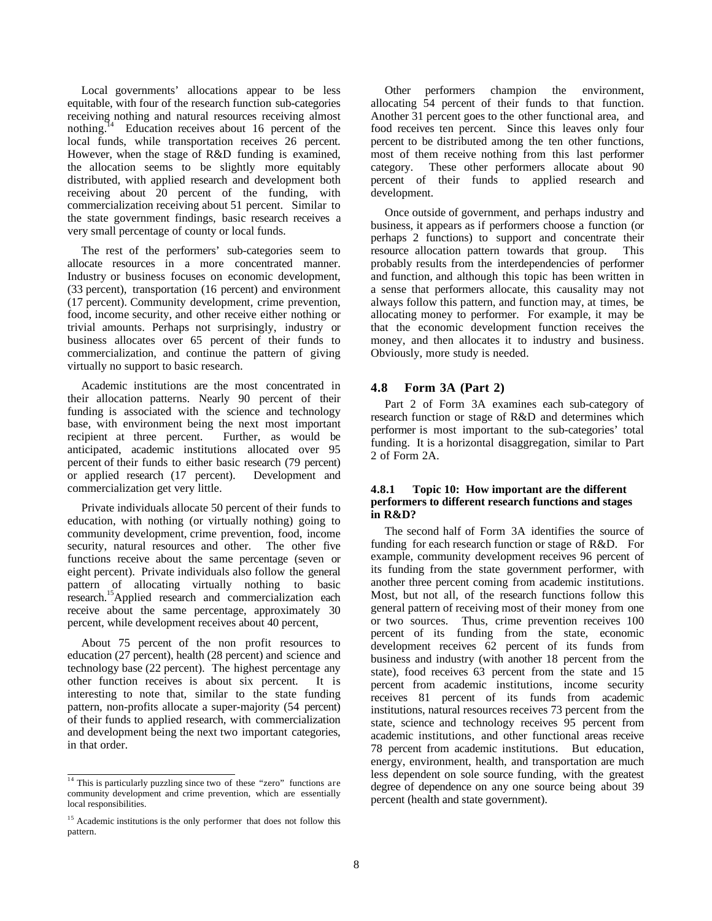Local governments' allocations appear to be less equitable, with four of the research function sub-categories receiving nothing and natural resources receiving almost nothing.[14] Education receives about 16 percent of the local funds, while transportation receives 26 percent. However, when the stage of R&D funding is examined, the allocation seems to be slightly more equitably distributed, with applied research and development both receiving about 20 percent of the funding, with commercialization receiving about 51 percent. Similar to the state government findings, basic research receives a very small percentage of county or local funds.

The rest of the performers' sub-categories seem to allocate resources in a more concentrated manner. Industry or business focuses on economic development, (33 percent), transportation (16 percent) and environment (17 percent). Community development, crime prevention, food, income security, and other receive either nothing or trivial amounts. Perhaps not surprisingly, industry or business allocates over 65 percent of their funds to commercialization, and continue the pattern of giving virtually no support to basic research.

Academic institutions are the most concentrated in their allocation patterns. Nearly 90 percent of their funding is associated with the science and technology base, with environment being the next most important recipient at three percent. Further, as would be anticipated, academic institutions allocated over 95 percent of their funds to either basic research (79 percent) or applied research (17 percent). Development and commercialization get very little.

Private individuals allocate 50 percent of their funds to education, with nothing (or virtually nothing) going to community development, crime prevention, food, income security, natural resources and other. The other five functions receive about the same percentage (seven or eight percent). Private individuals also follow the general pattern of allocating virtually nothing to basic research.[15] Applied research and commercialization each receive about the same percentage, approximately 30 percent, while development receives about 40 percent,

About 75 percent of the non profit resources to education (27 percent), health (28 percent) and science and technology base (22 percent). The highest percentage any other function receives is about six percent. It is interesting to note that, similar to the state funding pattern, non-profits allocate a super-majority (54 percent) of their funds to applied research, with commercialization and development being the next two important categories, in that order.

Other performers champion the environment, allocating 54 percent of their funds to that function. Another 31 percent goes to the other functional area, and food receives ten percent. Since this leaves only four percent to be distributed among the ten other functions, most of them receive nothing from this last performer category. These other performers allocate about 90 percent of their funds to applied research and development.

Once outside of government, and perhaps industry and business, it appears as if performers choose a function (or perhaps 2 functions) to support and concentrate their resource allocation pattern towards that group. This probably results from the interdependencies of performer and function, and although this topic has been written in a sense that performers allocate, this causality may not always follow this pattern, and function may, at times, be allocating money to performer. For example, it may be that the economic development function receives the money, and then allocates it to industry and business. Obviously, more study is needed.

## 4.8 Form 3A (Part 2)

Part 2 of Form 3A examines each sub-category of research function or stage of R&D and determines which performer is most important to the sub-categories' total funding. It is a horizontal disaggregation, similar to Part 2 of Form 2A.

### 4.8.1 Topic 10: How important are the different performers to different research functions and stages in R&D?

The second half of Form 3A identifies the source of funding for each research function or stage of R&D. For example, community development receives 96 percent of its funding from the state government performer, with another three percent coming from academic institutions. Most, but not all, of the research functions follow this general pattern of receiving most of their money from one or two sources. Thus, crime prevention receives 100 percent of its funding from the state, economic development receives 62 percent of its funds from business and industry (with another 18 percent from the state), food receives 63 percent from the state and 15 percent from academic institutions, income security receives 81 percent of its funds from academic institutions, natural resources receives 73 percent from the state, science and technology receives 95 percent from academic institutions, and other functional areas receive 78 percent from academic institutions. But education, energy, environment, health, and transportation are much less dependent on sole source funding, with the greatest degree of dependence on any one source being about 39 percent (health and state government).

---

[14] This is particularly puzzling since two of these "zero" functions are community development and crime prevention, which are essentially local responsibilities.

[15] Academic institutions is the only performer that does not follow this pattern.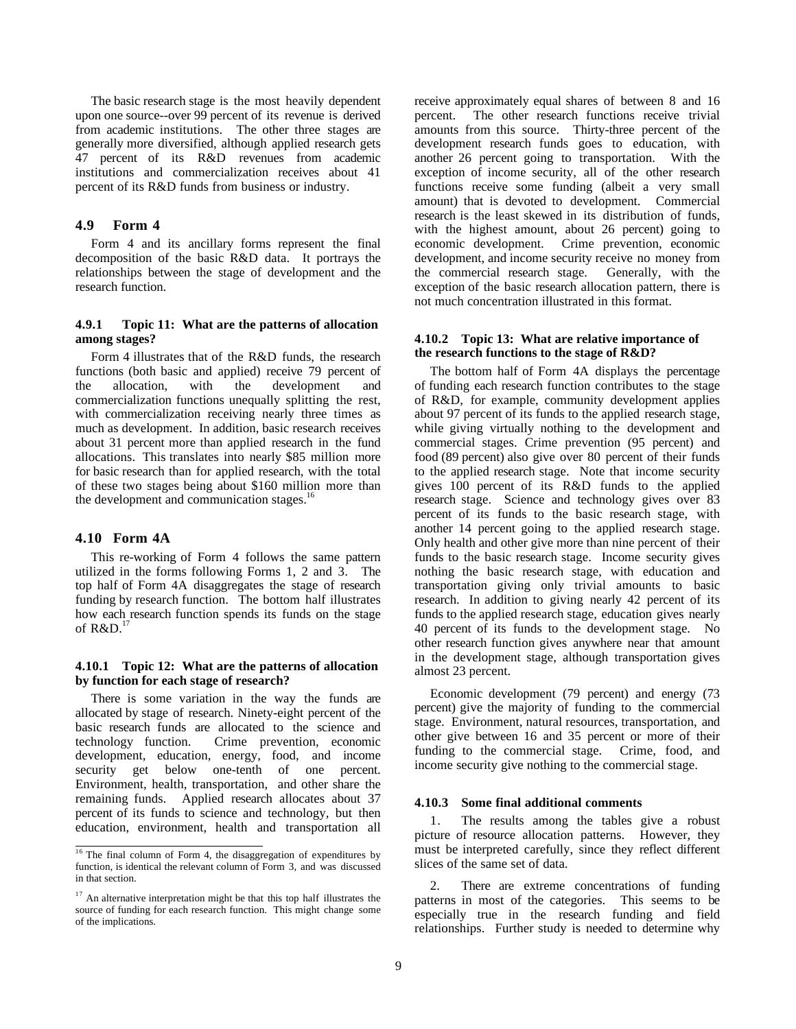The basic research stage is the most heavily dependent upon one source--over 99 percent of its revenue is derived from academic institutions. The other three stages are generally more diversified, although applied research gets 47 percent of its R&D revenues from academic institutions and commercialization receives about 41 percent of its R&D funds from business or industry.

## 4.9 Form 4

Form 4 and its ancillary forms represent the final decomposition of the basic R&D data. It portrays the relationships between the stage of development and the research function.

### 4.9.1 Topic 11: What are the patterns of allocation among stages?

Form 4 illustrates that of the R&D funds, the research functions (both basic and applied) receive 79 percent of the allocation, with the development and commercialization functions unequally splitting the rest, with commercialization receiving nearly three times as much as development. In addition, basic research receives about 31 percent more than applied research in the fund allocations. This translates into nearly $85 million more for basic research than for applied research, with the total of these two stages being about $160 million more than the development and communication stages.[16]

## 4.10 Form 4A

This re-working of Form 4 follows the same pattern utilized in the forms following Forms 1, 2 and 3. The top half of Form 4A disaggregates the stage of research funding by research function. The bottom half illustrates how each research function spends its funds on the stage of R&D.[17]

### 4.10.1 Topic 12: What are the patterns of allocation by function for each stage of research?

There is some variation in the way the funds are allocated by stage of research. Ninety-eight percent of the basic research funds are allocated to the science and technology function. Crime prevention, economic development, education, energy, food, and income security get below one-tenth of one percent. Environment, health, transportation, and other share the remaining funds. Applied research allocates about 37 percent of its funds to science and technology, but then education, environment, health and transportation all receive approximately equal shares of between 8 and 16 percent. The other research functions receive trivial amounts from this source. Thirty-three percent of the development research funds goes to education, with another 26 percent going to transportation. With the exception of income security, all of the other research functions receive some funding (albeit a very small amount) that is devoted to development. Commercial research is the least skewed in its distribution of funds, with the highest amount, about 26 percent) going to economic development. Crime prevention, economic development, and income security receive no money from the commercial research stage. Generally, with the exception of the basic research allocation pattern, there is not much concentration illustrated in this format.

### 4.10.2 Topic 13: What are relative importance of the research functions to the stage of R&D?

The bottom half of Form 4A displays the percentage of funding each research function contributes to the stage of R&D, for example, community development applies about 97 percent of its funds to the applied research stage, while giving virtually nothing to the development and commercial stages. Crime prevention (95 percent) and food (89 percent) also give over 80 percent of their funds to the applied research stage. Note that income security gives 100 percent of its R&D funds to the applied research stage. Science and technology gives over 83 percent of its funds to the basic research stage, with another 14 percent going to the applied research stage. Only health and other give more than nine percent of their funds to the basic research stage. Income security gives nothing the basic research stage, with education and transportation giving only trivial amounts to basic research. In addition to giving nearly 42 percent of its funds to the applied research stage, education gives nearly 40 percent of its funds to the development stage. No other research function gives anywhere near that amount in the development stage, although transportation gives almost 23 percent.

Economic development (79 percent) and energy (73 percent) give the majority of funding to the commercial stage. Environment, natural resources, transportation, and other give between 16 and 35 percent or more of their funding to the commercial stage. Crime, food, and income security give nothing to the commercial stage.

### 4.10.3 Some final additional comments

1. The results among the tables give a robust picture of resource allocation patterns. However, they must be interpreted carefully, since they reflect different slices of the same set of data.

2. There are extreme concentrations of funding patterns in most of the categories. This seems to be especially true in the research funding and field relationships. Further study is needed to determine why

---

[16] The final column of Form 4, the disaggregation of expenditures by function, is identical the relevant column of Form 3, and was discussed in that section.

[17] An alternative interpretation might be that this top half illustrates the source of funding for each research function. This might change some of the implications.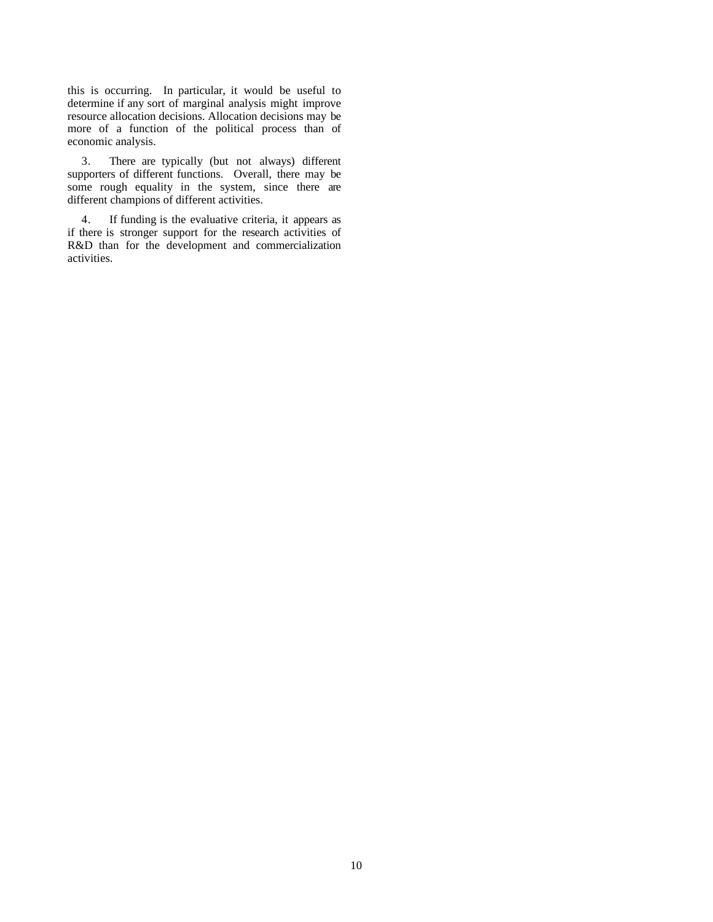this is occurring. In particular, it would be useful to determine if any sort of marginal analysis might improve resource allocation decisions. Allocation decisions may be more of a function of the political process than of economic analysis.

3. There are typically (but not always) different supporters of different functions. Overall, there may be some rough equality in the system, since there are different champions of different activities.

4. If funding is the evaluative criteria, it appears as if there is stronger support for the research activities of R&D than for the development and commercialization activities.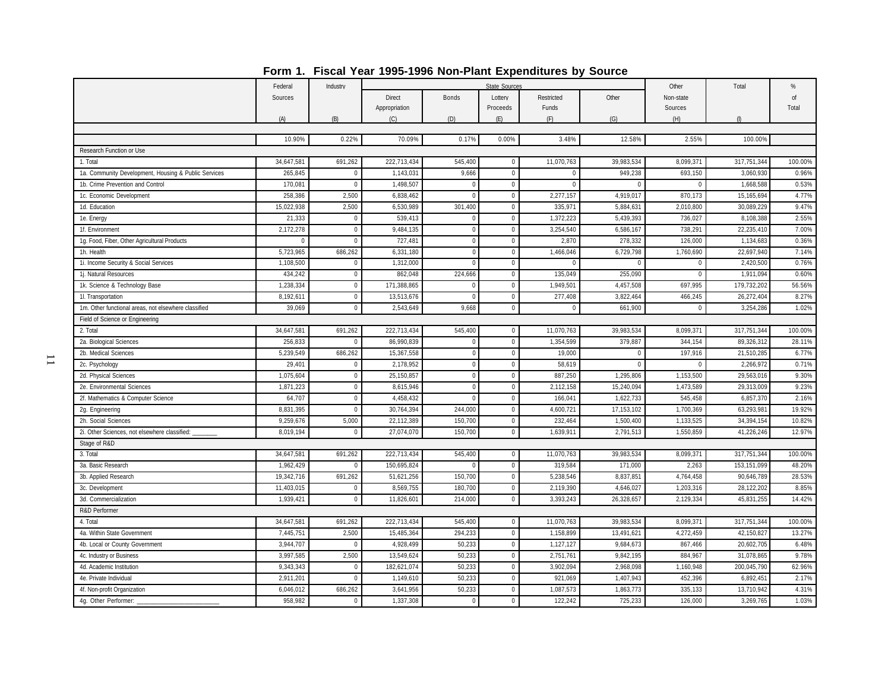## Form 1. Fiscal Year 1995-1996 Non-Plant Expenditures by Source

| | Federal Sources (A) | Industry (B) | State Sources: Direct Appropriation (C) | State Sources: Bonds (D) | State Sources: Lottery Proceeds (E) | State Sources: Restricted Funds (F) | State Sources: Other (G) | Other Non-state Sources (H) | Total (I) | % of Total |
|---|---|---|---|---|---|---|---|---|---|---|
| | 10.90% | 0.22% | 70.09% | 0.17% | 0.00% | 3.48% | 12.58% | 2.55% | 100.00% | |
| **Research Function or Use** | | | | | | | | | | |
| 1. Total | 34,647,581 | 691,262 | 222,713,434 | 545,400 | 0 | 11,070,763 | 39,983,534 | 8,099,371 | 317,751,344 | 100.00% |
| 1a. Community Development, Housing & Public Services | 265,845 | 0 | 1,143,031 | 9,666 | 0 | 0 | 949,238 | 693,150 | 3,060,930 | 0.96% |
| 1b. Crime Prevention and Control | 170,081 | 0 | 1,498,507 | 0 | 0 | 0 | 0 | 0 | 1,668,588 | 0.53% |
| 1c. Economic Development | 258,386 | 2,500 | 6,838,462 | 0 | 0 | 2,277,157 | 4,919,017 | 870,173 | 15,165,694 | 4.77% |
| 1d. Education | 15,022,938 | 2,500 | 6,530,989 | 301,400 | 0 | 335,971 | 5,884,631 | 2,010,800 | 30,089,229 | 9.47% |
| 1e. Energy | 21,333 | 0 | 539,413 | 0 | 0 | 1,372,223 | 5,439,393 | 736,027 | 8,108,388 | 2.55% |
| 1f. Environment | 2,172,278 | 0 | 9,484,135 | 0 | 0 | 3,254,540 | 6,586,167 | 738,291 | 22,235,410 | 7.00% |
| 1g. Food, Fiber, Other Agricultural Products | 0 | 0 | 727,481 | 0 | 0 | 2,870 | 278,332 | 126,000 | 1,134,683 | 0.36% |
| 1h. Health | 5,723,965 | 686,262 | 6,331,180 | 0 | 0 | 1,466,046 | 6,729,798 | 1,760,690 | 22,697,940 | 7.14% |
| 1i. Income Security & Social Services | 1,108,500 | 0 | 1,312,000 | 0 | 0 | 0 | 0 | 0 | 2,420,500 | 0.76% |
| 1j. Natural Resources | 434,242 | 0 | 862,048 | 224,666 | 0 | 135,049 | 255,090 | 0 | 1,911,094 | 0.60% |
| 1k. Science & Technology Base | 1,238,334 | 0 | 171,388,865 | 0 | 0 | 1,949,501 | 4,457,508 | 697,995 | 179,732,202 | 56.56% |
| 1l. Transportation | 8,192,611 | 0 | 13,513,676 | 0 | 0 | 277,408 | 3,822,464 | 466,245 | 26,272,404 | 8.27% |
| 1m. Other functional areas, not elsewhere classified | 39,069 | 0 | 2,543,649 | 9,668 | 0 | 0 | 661,900 | 0 | 3,254,286 | 1.02% |
| **Field of Science or Engineering** | | | | | | | | | | |
| 2. Total | 34,647,581 | 691,262 | 222,713,434 | 545,400 | 0 | 11,070,763 | 39,983,534 | 8,099,371 | 317,751,344 | 100.00% |
| 2a. Biological Sciences | 256,833 | 0 | 86,990,839 | 0 | 0 | 1,354,599 | 379,887 | 344,154 | 89,326,312 | 28.11% |
| 2b. Medical Sciences | 5,239,549 | 686,262 | 15,367,558 | 0 | 0 | 19,000 | 0 | 197,916 | 21,510,285 | 6.77% |
| 2c. Psychology | 29,401 | 0 | 2,178,952 | 0 | 0 | 58,619 | 0 | 0 | 2,266,972 | 0.71% |
| 2d. Physical Sciences | 1,075,604 | 0 | 25,150,857 | 0 | 0 | 887,250 | 1,295,806 | 1,153,500 | 29,563,016 | 9.30% |
| 2e. Environmental Sciences | 1,871,223 | 0 | 8,615,946 | 0 | 0 | 2,112,158 | 15,240,094 | 1,473,589 | 29,313,009 | 9.23% |
| 2f. Mathematics & Computer Science | 64,707 | 0 | 4,458,432 | 0 | 0 | 166,041 | 1,622,733 | 545,458 | 6,857,370 | 2.16% |
| 2g. Engineering | 8,831,395 | 0 | 30,764,394 | 244,000 | 0 | 4,600,721 | 17,153,102 | 1,700,369 | 63,293,981 | 19.92% |
| 2h. Social Sciences | 9,259,676 | 5,000 | 22,112,389 | 150,700 | 0 | 232,464 | 1,500,400 | 1,133,525 | 34,394,154 | 10.82% |
| 2i. Other Sciences, not elsewhere classified: _______ | 8,019,194 | 0 | 27,074,070 | 150,700 | 0 | 1,639,911 | 2,791,513 | 1,550,859 | 41,226,246 | 12.97% |
| **Stage of R&D** | | | | | | | | | | |
| 3. Total | 34,647,581 | 691,262 | 222,713,434 | 545,400 | 0 | 11,070,763 | 39,983,534 | 8,099,371 | 317,751,344 | 100.00% |
| 3a. Basic Research | 1,962,429 | 0 | 150,695,824 | 0 | 0 | 319,584 | 171,000 | 2,263 | 153,151,099 | 48.20% |
| 3b. Applied Research | 19,342,716 | 691,262 | 51,621,256 | 150,700 | 0 | 5,238,546 | 8,837,851 | 4,764,458 | 90,646,789 | 28.53% |
| 3c. Development | 11,403,015 | 0 | 8,569,755 | 180,700 | 0 | 2,119,390 | 4,646,027 | 1,203,316 | 28,122,202 | 8.85% |
| 3d. Commercialization | 1,939,421 | 0 | 11,826,601 | 214,000 | 0 | 3,393,243 | 26,328,657 | 2,129,334 | 45,831,255 | 14.42% |
| **R&D Performer** | | | | | | | | | | |
| 4. Total | 34,647,581 | 691,262 | 222,713,434 | 545,400 | 0 | 11,070,763 | 39,983,534 | 8,099,371 | 317,751,344 | 100.00% |
| 4a. Within State Government | 7,445,751 | 2,500 | 15,485,364 | 294,233 | 0 | 1,158,899 | 13,491,621 | 4,272,459 | 42,150,827 | 13.27% |
| 4b. Local or County Government | 3,944,707 | 0 | 4,928,499 | 50,233 | 0 | 1,127,127 | 9,684,673 | 867,466 | 20,602,705 | 6.48% |
| 4c. Industry or Business | 3,997,585 | 2,500 | 13,549,624 | 50,233 | 0 | 2,751,761 | 9,842,195 | 884,967 | 31,078,865 | 9.78% |
| 4d. Academic Institution | 9,343,343 | 0 | 182,621,074 | 50,233 | 0 | 3,902,094 | 2,968,098 | 1,160,948 | 200,045,790 | 62.96% |
| 4e. Private Individual | 2,911,201 | 0 | 1,149,610 | 50,233 | 0 | 921,069 | 1,407,943 | 452,396 | 6,892,451 | 2.17% |
| 4f. Non-profit Organization | 6,046,012 | 686,262 | 3,641,956 | 50,233 | 0 | 1,087,573 | 1,863,773 | 335,133 | 13,710,942 | 4.31% |
| 4g. Other Performer: _______________________ | 958,982 | 0 | 1,337,308 | 0 | 0 | 122,242 | 725,233 | 126,000 | 3,269,765 | 1.03% |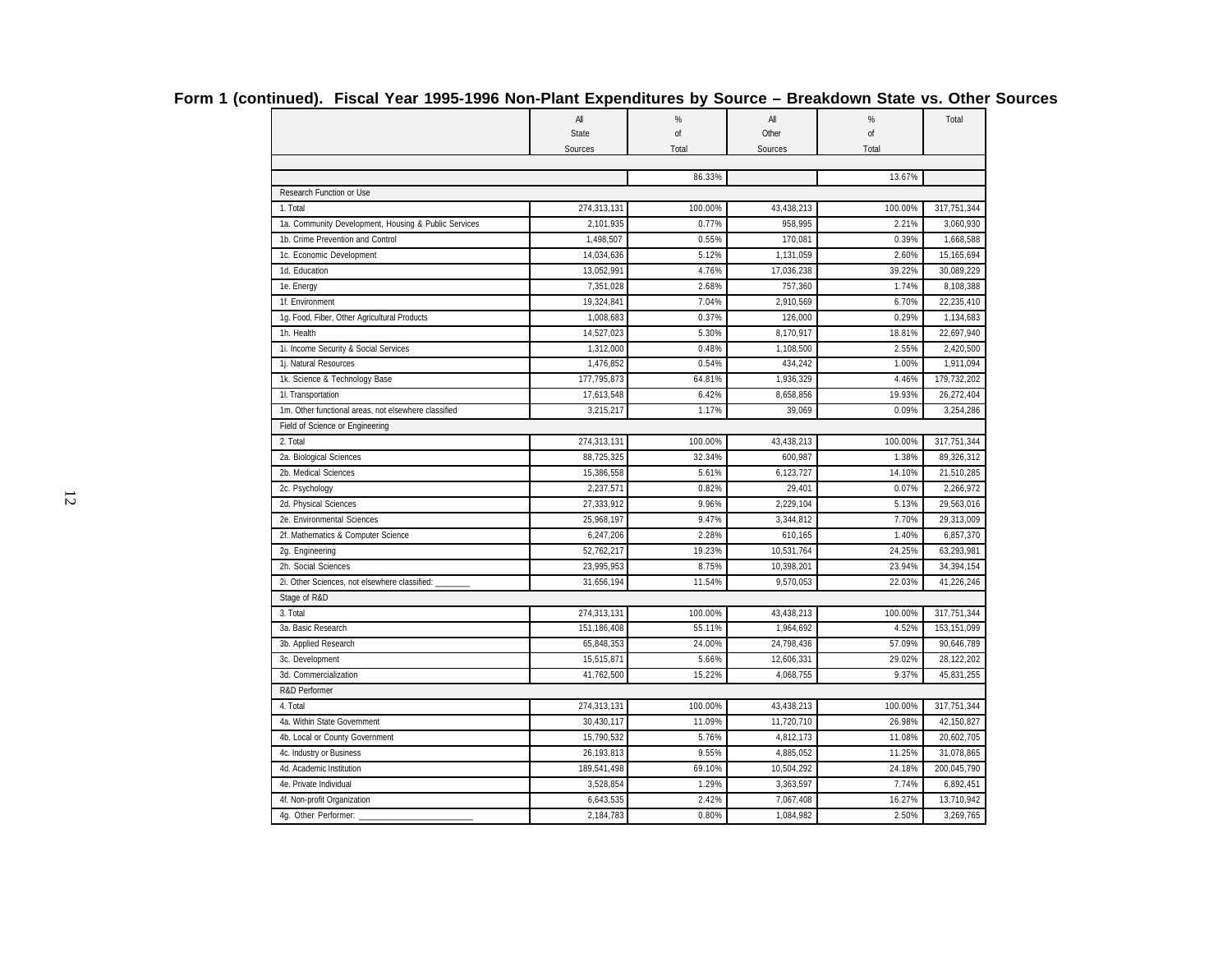## Form 1 (continued). Fiscal Year 1995-1996 Non-Plant Expenditures by Source – Breakdown State vs. Other Sources

| | All State Sources | % of Total | All Other Sources | % of Total | Total |
|---|---|---|---|---|---|
| | | 86.33% | | 13.67% | |
| Research Function or Use | | | | | |
| 1. Total | 274,313,131 | 100.00% | 43,438,213 | 100.00% | 317,751,344 |
| 1a. Community Development, Housing & Public Services | 2,101,935 | 0.77% | 958,995 | 2.21% | 3,060,930 |
| 1b. Crime Prevention and Control | 1,498,507 | 0.55% | 170,081 | 0.39% | 1,668,588 |
| 1c. Economic Development | 14,034,636 | 5.12% | 1,131,059 | 2.60% | 15,165,694 |
| 1d. Education | 13,052,991 | 4.76% | 17,036,238 | 39.22% | 30,089,229 |
| 1e. Energy | 7,351,028 | 2.68% | 757,360 | 1.74% | 8,108,388 |
| 1f. Environment | 19,324,841 | 7.04% | 2,910,569 | 6.70% | 22,235,410 |
| 1g. Food, Fiber, Other Agricultural Products | 1,008,683 | 0.37% | 126,000 | 0.29% | 1,134,683 |
| 1h. Health | 14,527,023 | 5.30% | 8,170,917 | 18.81% | 22,697,940 |
| 1i. Income Security & Social Services | 1,312,000 | 0.48% | 1,108,500 | 2.55% | 2,420,500 |
| 1j. Natural Resources | 1,476,852 | 0.54% | 434,242 | 1.00% | 1,911,094 |
| 1k. Science & Technology Base | 177,795,873 | 64.81% | 1,936,329 | 4.46% | 179,732,202 |
| 1l. Transportation | 17,613,548 | 6.42% | 8,658,856 | 19.93% | 26,272,404 |
| 1m. Other functional areas, not elsewhere classified | 3,215,217 | 1.17% | 39,069 | 0.09% | 3,254,286 |
| Field of Science or Engineering | | | | | |
| 2. Total | 274,313,131 | 100.00% | 43,438,213 | 100.00% | 317,751,344 |
| 2a. Biological Sciences | 88,725,325 | 32.34% | 600,987 | 1.38% | 89,326,312 |
| 2b. Medical Sciences | 15,386,558 | 5.61% | 6,123,727 | 14.10% | 21,510,285 |
| 2c. Psychology | 2,237,571 | 0.82% | 29,401 | 0.07% | 2,266,972 |
| 2d. Physical Sciences | 27,333,912 | 9.96% | 2,229,104 | 5.13% | 29,563,016 |
| 2e. Environmental Sciences | 25,968,197 | 9.47% | 3,344,812 | 7.70% | 29,313,009 |
| 2f. Mathematics & Computer Science | 6,247,206 | 2.28% | 610,165 | 1.40% | 6,857,370 |
| 2g. Engineering | 52,762,217 | 19.23% | 10,531,764 | 24.25% | 63,293,981 |
| 2h. Social Sciences | 23,995,953 | 8.75% | 10,398,201 | 23.94% | 34,394,154 |
| 2i. Other Sciences, not elsewhere classified: _______ | 31,656,194 | 11.54% | 9,570,053 | 22.03% | 41,226,246 |
| Stage of R&D | | | | | |
| 3. Total | 274,313,131 | 100.00% | 43,438,213 | 100.00% | 317,751,344 |
| 3a. Basic Research | 151,186,408 | 55.11% | 1,964,692 | 4.52% | 153,151,099 |
| 3b. Applied Research | 65,848,353 | 24.00% | 24,798,436 | 57.09% | 90,646,789 |
| 3c. Development | 15,515,871 | 5.66% | 12,606,331 | 29.02% | 28,122,202 |
| 3d. Commercialization | 41,762,500 | 15.22% | 4,068,755 | 9.37% | 45,831,255 |
| R&D Performer | | | | | |
| 4. Total | 274,313,131 | 100.00% | 43,438,213 | 100.00% | 317,751,344 |
| 4a. Within State Government | 30,430,117 | 11.09% | 11,720,710 | 26.98% | 42,150,827 |
| 4b. Local or County Government | 15,790,532 | 5.76% | 4,812,173 | 11.08% | 20,602,705 |
| 4c. Industry or Business | 26,193,813 | 9.55% | 4,885,052 | 11.25% | 31,078,865 |
| 4d. Academic Institution | 189,541,498 | 69.10% | 10,504,292 | 24.18% | 200,045,790 |
| 4e. Private Individual | 3,528,854 | 1.29% | 3,363,597 | 7.74% | 6,892,451 |
| 4f. Non-profit Organization | 6,643,535 | 2.42% | 7,067,408 | 16.27% | 13,710,942 |
| 4g. Other Performer: _______________________ | 2,184,783 | 0.80% | 1,084,982 | 2.50% | 3,269,765 |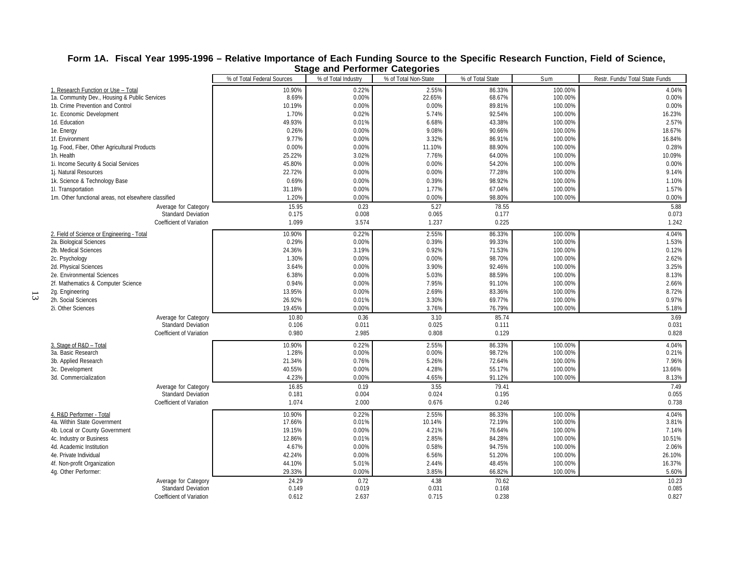## Form 1A. Fiscal Year 1995-1996 – Relative Importance of Each Funding Source to the Specific Research Function, Field of Science, Stage and Performer Categories

| | % of Total Federal Sources | % of Total Industry | % of Total Non-State | % of Total State | Sum | Restr. Funds/ Total State Funds |
|---|---|---|---|---|---|---|
| 1. Research Function or Use – Total | 10.90% | 0.22% | 2.55% | 86.33% | 100.00% | 4.04% |
| 1a. Community Dev., Housing & Public Services | 8.69% | 0.00% | 22.65% | 68.67% | 100.00% | 0.00% |
| 1b. Crime Prevention and Control | 10.19% | 0.00% | 0.00% | 89.81% | 100.00% | 0.00% |
| 1c. Economic Development | 1.70% | 0.02% | 5.74% | 92.54% | 100.00% | 16.23% |
| 1d. Education | 49.93% | 0.01% | 6.68% | 43.38% | 100.00% | 2.57% |
| 1e. Energy | 0.26% | 0.00% | 9.08% | 90.66% | 100.00% | 18.67% |
| 1f. Environment | 9.77% | 0.00% | 3.32% | 86.91% | 100.00% | 16.84% |
| 1g. Food, Fiber, Other Agricultural Products | 0.00% | 0.00% | 11.10% | 88.90% | 100.00% | 0.28% |
| 1h. Health | 25.22% | 3.02% | 7.76% | 64.00% | 100.00% | 10.09% |
| 1i. Income Security & Social Services | 45.80% | 0.00% | 0.00% | 54.20% | 100.00% | 0.00% |
| 1j. Natural Resources | 22.72% | 0.00% | 0.00% | 77.28% | 100.00% | 9.14% |
| 1k. Science & Technology Base | 0.69% | 0.00% | 0.39% | 98.92% | 100.00% | 1.10% |
| 1l. Transportation | 31.18% | 0.00% | 1.77% | 67.04% | 100.00% | 1.57% |
| 1m. Other functional areas, not elsewhere classified | 1.20% | 0.00% | 0.00% | 98.80% | 100.00% | 0.00% |
| Average for Category | 15.95 | 0.23 | 5.27 | 78.55 | | 5.88 |
| Standard Deviation | 0.175 | 0.008 | 0.065 | 0.177 | | 0.073 |
| Coefficient of Variation | 1.099 | 3.574 | 1.237 | 0.225 | | 1.242 |
| 2. Field of Science or Engineering - Total | 10.90% | 0.22% | 2.55% | 86.33% | 100.00% | 4.04% |
| 2a. Biological Sciences | 0.29% | 0.00% | 0.39% | 99.33% | 100.00% | 1.53% |
| 2b. Medical Sciences | 24.36% | 3.19% | 0.92% | 71.53% | 100.00% | 0.12% |
| 2c. Psychology | 1.30% | 0.00% | 0.00% | 98.70% | 100.00% | 2.62% |
| 2d. Physical Sciences | 3.64% | 0.00% | 3.90% | 92.46% | 100.00% | 3.25% |
| 2e. Environmental Sciences | 6.38% | 0.00% | 5.03% | 88.59% | 100.00% | 8.13% |
| 2f. Mathematics & Computer Science | 0.94% | 0.00% | 7.95% | 91.10% | 100.00% | 2.66% |
| 2g. Engineering | 13.95% | 0.00% | 2.69% | 83.36% | 100.00% | 8.72% |
| 2h. Social Sciences | 26.92% | 0.01% | 3.30% | 69.77% | 100.00% | 0.97% |
| 2i. Other Sciences | 19.45% | 0.00% | 3.76% | 76.79% | 100.00% | 5.18% |
| Average for Category | 10.80 | 0.36 | 3.10 | 85.74 | | 3.69 |
| Standard Deviation | 0.106 | 0.011 | 0.025 | 0.111 | | 0.031 |
| Coefficient of Variation | 0.980 | 2.985 | 0.808 | 0.129 | | 0.828 |
| 3. Stage of R&D – Total | 10.90% | 0.22% | 2.55% | 86.33% | 100.00% | 4.04% |
| 3a. Basic Research | 1.28% | 0.00% | 0.00% | 98.72% | 100.00% | 0.21% |
| 3b. Applied Research | 21.34% | 0.76% | 5.26% | 72.64% | 100.00% | 7.96% |
| 3c. Development | 40.55% | 0.00% | 4.28% | 55.17% | 100.00% | 13.66% |
| 3d. Commercialization | 4.23% | 0.00% | 4.65% | 91.12% | 100.00% | 8.13% |
| Average for Category | 16.85 | 0.19 | 3.55 | 79.41 | | 7.49 |
| Standard Deviation | 0.181 | 0.004 | 0.024 | 0.195 | | 0.055 |
| Coefficient of Variation | 1.074 | 2.000 | 0.676 | 0.246 | | 0.738 |
| 4. R&D Performer - Total | 10.90% | 0.22% | 2.55% | 86.33% | 100.00% | 4.04% |
| 4a. Within State Government | 17.66% | 0.01% | 10.14% | 72.19% | 100.00% | 3.81% |
| 4b. Local or County Government | 19.15% | 0.00% | 4.21% | 76.64% | 100.00% | 7.14% |
| 4c. Industry or Business | 12.86% | 0.01% | 2.85% | 84.28% | 100.00% | 10.51% |
| 4d. Academic Institution | 4.67% | 0.00% | 0.58% | 94.75% | 100.00% | 2.06% |
| 4e. Private Individual | 42.24% | 0.00% | 6.56% | 51.20% | 100.00% | 26.10% |
| 4f. Non-profit Organization | 44.10% | 5.01% | 2.44% | 48.45% | 100.00% | 16.37% |
| 4g. Other Performer: | 29.33% | 0.00% | 3.85% | 66.82% | 100.00% | 5.60% |
| Average for Category | 24.29 | 0.72 | 4.38 | 70.62 | | 10.23 |
| Standard Deviation | 0.149 | 0.019 | 0.031 | 0.168 | | 0.085 |
| Coefficient of Variation | 0.612 | 2.637 | 0.715 | 0.238 | | 0.827 |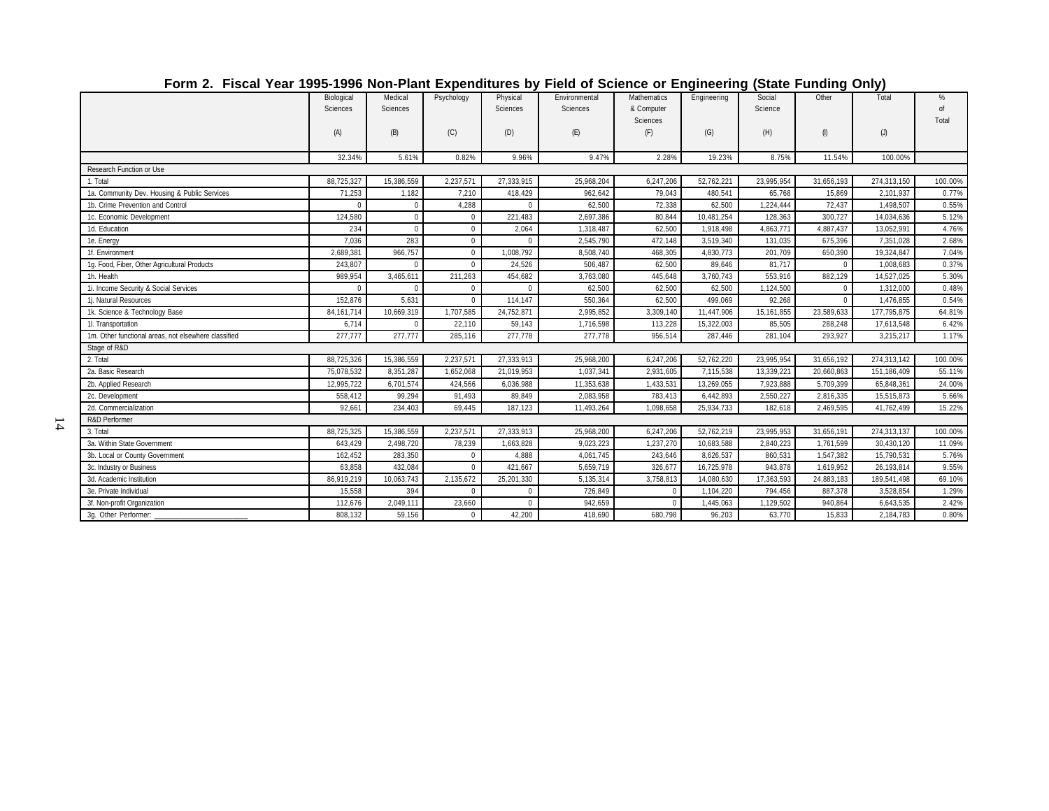## Form 2. Fiscal Year 1995-1996 Non-Plant Expenditures by Field of Science or Engineering (State Funding Only)

| | Biological Sciences (A) | Medical Sciences (B) | Psychology (C) | Physical Sciences (D) | Environmental Sciences (E) | Mathematics & Computer Sciences (F) | Engineering (G) | Social Science (H) | Other (I) | Total (J) | % of Total |
|---|---|---|---|---|---|---|---|---|---|---|---|
| | 32.34% | 5.61% | 0.82% | 9.96% | 9.47% | 2.28% | 19.23% | 8.75% | 11.54% | 100.00% | |
| Research Function or Use | | | | | | | | | | | |
| 1. Total | 88,725,327 | 15,386,559 | 2,237,571 | 27,333,915 | 25,968,204 | 6,247,206 | 52,762,221 | 23,995,954 | 31,656,193 | 274,313,150 | 100.00% |
| 1a. Community Dev. Housing & Public Services | 71,253 | 1,182 | 7,210 | 418,429 | 962,642 | 79,043 | 480,541 | 65,768 | 15,869 | 2,101,937 | 0.77% |
| 1b. Crime Prevention and Control | 0 | 0 | 4,288 | 0 | 62,500 | 72,338 | 62,500 | 1,224,444 | 72,437 | 1,498,507 | 0.55% |
| 1c. Economic Development | 124,580 | 0 | 0 | 221,483 | 2,697,386 | 80,844 | 10,481,254 | 128,363 | 300,727 | 14,034,636 | 5.12% |
| 1d. Education | 234 | 0 | 0 | 2,064 | 1,318,487 | 62,500 | 1,918,498 | 4,863,771 | 4,887,437 | 13,052,991 | 4.76% |
| 1e. Energy | 7,036 | 283 | 0 | 0 | 2,545,790 | 472,148 | 3,519,340 | 131,035 | 675,396 | 7,351,028 | 2.68% |
| 1f. Environment | 2,689,381 | 966,757 | 0 | 1,008,792 | 8,508,740 | 468,305 | 4,830,773 | 201,709 | 650,390 | 19,324,847 | 7.04% |
| 1g. Food, Fiber, Other Agricultural Products | 243,807 | 0 | 0 | 24,526 | 506,487 | 62,500 | 89,646 | 81,717 | 0 | 1,008,683 | 0.37% |
| 1h. Health | 989,954 | 3,465,611 | 211,263 | 454,682 | 3,763,080 | 445,648 | 3,760,743 | 553,916 | 882,129 | 14,527,025 | 5.30% |
| 1i. Income Security & Social Services | 0 | 0 | 0 | 0 | 62,500 | 62,500 | 62,500 | 1,124,500 | 0 | 1,312,000 | 0.48% |
| 1j. Natural Resources | 152,876 | 5,631 | 0 | 114,147 | 550,364 | 62,500 | 499,069 | 92,268 | 0 | 1,476,855 | 0.54% |
| 1k. Science & Technology Base | 84,161,714 | 10,669,319 | 1,707,585 | 24,752,871 | 2,995,852 | 3,309,140 | 11,447,906 | 15,161,855 | 23,589,633 | 177,795,875 | 64.81% |
| 1l. Transportation | 6,714 | 0 | 22,110 | 59,143 | 1,716,598 | 113,228 | 15,322,003 | 85,505 | 288,248 | 17,613,548 | 6.42% |
| 1m. Other functional areas, not elsewhere classified | 277,777 | 277,777 | 285,116 | 277,778 | 277,778 | 956,514 | 287,446 | 281,104 | 293,927 | 3,215,217 | 1.17% |
| Stage of R&D | | | | | | | | | | | |
| 2. Total | 88,725,326 | 15,386,559 | 2,237,571 | 27,333,913 | 25,968,200 | 6,247,206 | 52,762,220 | 23,995,954 | 31,656,192 | 274,313,142 | 100.00% |
| 2a. Basic Research | 75,078,532 | 8,351,287 | 1,652,068 | 21,019,953 | 1,037,341 | 2,931,605 | 7,115,538 | 13,339,221 | 20,660,863 | 151,186,409 | 55.11% |
| 2b. Applied Research | 12,995,722 | 6,701,574 | 424,566 | 6,036,988 | 11,353,638 | 1,433,531 | 13,269,055 | 7,923,888 | 5,709,399 | 65,848,361 | 24.00% |
| 2c. Development | 558,412 | 99,294 | 91,493 | 89,849 | 2,083,958 | 783,413 | 6,442,893 | 2,550,227 | 2,816,335 | 15,515,873 | 5.66% |
| 2d. Commercialization | 92,661 | 234,403 | 69,445 | 187,123 | 11,493,264 | 1,098,658 | 25,934,733 | 182,618 | 2,469,595 | 41,762,499 | 15.22% |
| R&D Performer | | | | | | | | | | | |
| 3. Total | 88,725,325 | 15,386,559 | 2,237,571 | 27,333,913 | 25,968,200 | 6,247,206 | 52,762,219 | 23,995,953 | 31,656,191 | 274,313,137 | 100.00% |
| 3a. Within State Government | 643,429 | 2,498,720 | 78,239 | 1,663,828 | 9,023,223 | 1,237,270 | 10,683,588 | 2,840,223 | 1,761,599 | 30,430,120 | 11.09% |
| 3b. Local or County Government | 162,452 | 283,350 | 0 | 4,888 | 4,061,745 | 243,646 | 8,626,537 | 860,531 | 1,547,382 | 15,790,531 | 5.76% |
| 3c. Industry or Business | 63,858 | 432,084 | 0 | 421,667 | 5,659,719 | 326,677 | 16,725,978 | 943,878 | 1,619,952 | 26,193,814 | 9.55% |
| 3d. Academic Institution | 86,919,219 | 10,063,743 | 2,135,672 | 25,201,330 | 5,135,314 | 3,758,813 | 14,080,630 | 17,363,593 | 24,883,183 | 189,541,498 | 69.10% |
| 3e. Private Individual | 15,558 | 394 | 0 | 0 | 726,849 | 0 | 1,104,220 | 794,456 | 887,378 | 3,528,854 | 1.29% |
| 3f. Non-profit Organization | 112,676 | 2,049,111 | 23,660 | 0 | 942,659 | 0 | 1,445,063 | 1,129,502 | 940,864 | 6,643,535 | 2.42% |
| 3g. Other Performer: ______________________ | 808,132 | 59,156 | 0 | 42,200 | 418,690 | 680,798 | 96,203 | 63,770 | 15,833 | 2,184,783 | 0.80% |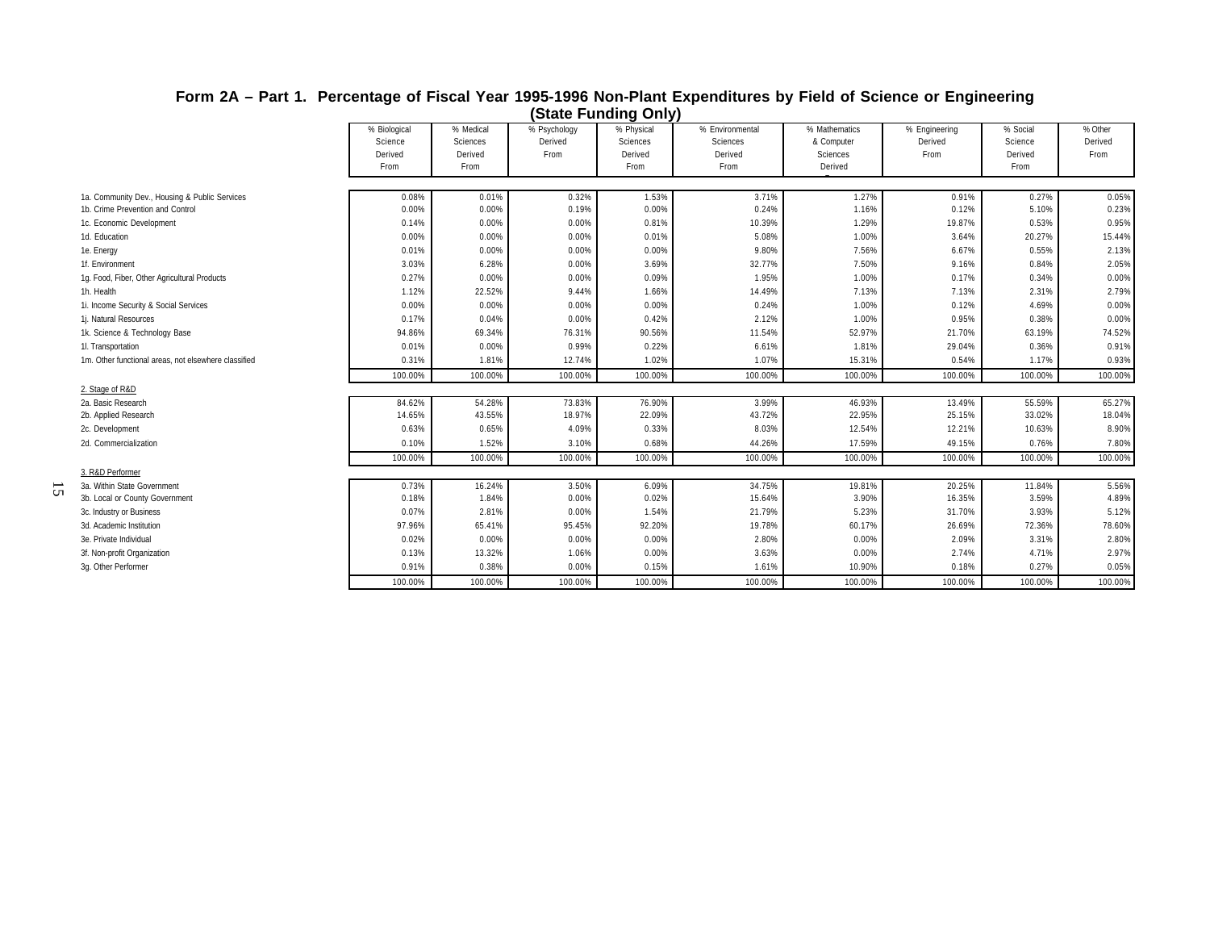## Form 2A – Part 1. Percentage of Fiscal Year 1995-1996 Non-Plant Expenditures by Field of Science or Engineering (State Funding Only)

| | % Biological Science Derived From | % Medical Sciences Derived From | % Psychology Derived From | % Physical Sciences Derived From | % Environmental Sciences Derived From | % Mathematics & Computer Sciences Derived From | % Engineering Derived From | % Social Science Derived From | % Other Derived From |
|---|---|---|---|---|---|---|---|---|---|
| 1a. Community Dev., Housing & Public Services | 0.08% | 0.01% | 0.32% | 1.53% | 3.71% | 1.27% | 0.91% | 0.27% | 0.05% |
| 1b. Crime Prevention and Control | 0.00% | 0.00% | 0.19% | 0.00% | 0.24% | 1.16% | 0.12% | 5.10% | 0.23% |
| 1c. Economic Development | 0.14% | 0.00% | 0.00% | 0.81% | 10.39% | 1.29% | 19.87% | 0.53% | 0.95% |
| 1d. Education | 0.00% | 0.00% | 0.00% | 0.01% | 5.08% | 1.00% | 3.64% | 20.27% | 15.44% |
| 1e. Energy | 0.01% | 0.00% | 0.00% | 0.00% | 9.80% | 7.56% | 6.67% | 0.55% | 2.13% |
| 1f. Environment | 3.03% | 6.28% | 0.00% | 3.69% | 32.77% | 7.50% | 9.16% | 0.84% | 2.05% |
| 1g. Food, Fiber, Other Agricultural Products | 0.27% | 0.00% | 0.00% | 0.09% | 1.95% | 1.00% | 0.17% | 0.34% | 0.00% |
| 1h. Health | 1.12% | 22.52% | 9.44% | 1.66% | 14.49% | 7.13% | 7.13% | 2.31% | 2.79% |
| 1i. Income Security & Social Services | 0.00% | 0.00% | 0.00% | 0.00% | 0.24% | 1.00% | 0.12% | 4.69% | 0.00% |
| 1j. Natural Resources | 0.17% | 0.04% | 0.00% | 0.42% | 2.12% | 1.00% | 0.95% | 0.38% | 0.00% |
| 1k. Science & Technology Base | 94.86% | 69.34% | 76.31% | 90.56% | 11.54% | 52.97% | 21.70% | 63.19% | 74.52% |
| 1l. Transportation | 0.01% | 0.00% | 0.99% | 0.22% | 6.61% | 1.81% | 29.04% | 0.36% | 0.91% |
| 1m. Other functional areas, not elsewhere classified | 0.31% | 1.81% | 12.74% | 1.02% | 1.07% | 15.31% | 0.54% | 1.17% | 0.93% |
| | 100.00% | 100.00% | 100.00% | 100.00% | 100.00% | 100.00% | 100.00% | 100.00% | 100.00% |
| 2. Stage of R&D | | | | | | | | | |
| 2a. Basic Research | 84.62% | 54.28% | 73.83% | 76.90% | 3.99% | 46.93% | 13.49% | 55.59% | 65.27% |
| 2b. Applied Research | 14.65% | 43.55% | 18.97% | 22.09% | 43.72% | 22.95% | 25.15% | 33.02% | 18.04% |
| 2c. Development | 0.63% | 0.65% | 4.09% | 0.33% | 8.03% | 12.54% | 12.21% | 10.63% | 8.90% |
| 2d. Commercialization | 0.10% | 1.52% | 3.10% | 0.68% | 44.26% | 17.59% | 49.15% | 0.76% | 7.80% |
| | 100.00% | 100.00% | 100.00% | 100.00% | 100.00% | 100.00% | 100.00% | 100.00% | 100.00% |
| 3. R&D Performer | | | | | | | | | |
| 3a. Within State Government | 0.73% | 16.24% | 3.50% | 6.09% | 34.75% | 19.81% | 20.25% | 11.84% | 5.56% |
| 3b. Local or County Government | 0.18% | 1.84% | 0.00% | 0.02% | 15.64% | 3.90% | 16.35% | 3.59% | 4.89% |
| 3c. Industry or Business | 0.07% | 2.81% | 0.00% | 1.54% | 21.79% | 5.23% | 31.70% | 3.93% | 5.12% |
| 3d. Academic Institution | 97.96% | 65.41% | 95.45% | 92.20% | 19.78% | 60.17% | 26.69% | 72.36% | 78.60% |
| 3e. Private Individual | 0.02% | 0.00% | 0.00% | 0.00% | 2.80% | 0.00% | 2.09% | 3.31% | 2.80% |
| 3f. Non-profit Organization | 0.13% | 13.32% | 1.06% | 0.00% | 3.63% | 0.00% | 2.74% | 4.71% | 2.97% |
| 3g. Other Performer | 0.91% | 0.38% | 0.00% | 0.15% | 1.61% | 10.90% | 0.18% | 0.27% | 0.05% |
| | 100.00% | 100.00% | 100.00% | 100.00% | 100.00% | 100.00% | 100.00% | 100.00% | 100.00% |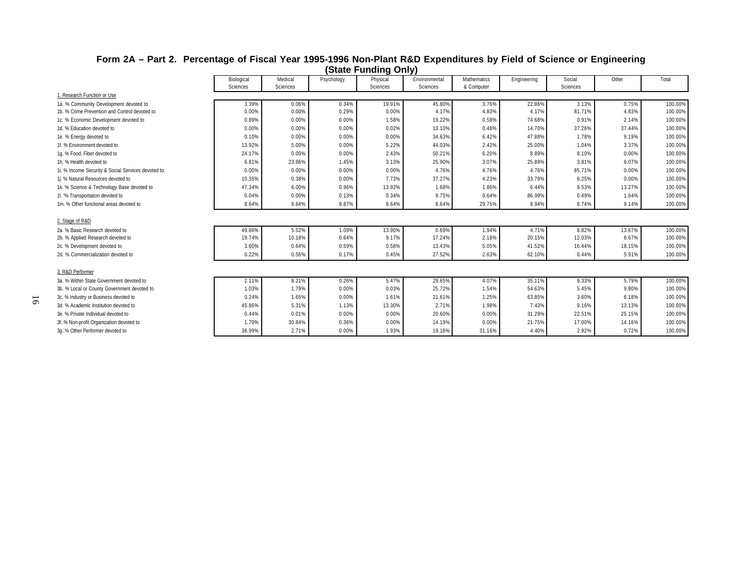# Form 2A – Part 2. Percentage of Fiscal Year 1995-1996 Non-Plant R&D Expenditures by Field of Science or Engineering (State Funding Only)

| | Biological Sciences | Medical Sciences | Psychology | Physical Sciences | Environmental Sciences | Mathematics & Computer | Engineering | Social Sciences | Other | Total |
|---|---|---|---|---|---|---|---|---|---|---|
| 1. Research Function or Use | | | | | | | | | | |
| 1a. % Community Development devoted to | 3.39% | 0.06% | 0.34% | 19.91% | 45.80% | 3.76% | 22.86% | 3.13% | 0.75% | 100.00% |
| 1b. % Crime Prevention and Control devoted to | 0.00% | 0.00% | 0.29% | 0.00% | 4.17% | 4.83% | 4.17% | 81.71% | 4.83% | 100.00% |
| 1c. % Economic Development devoted to | 0.89% | 0.00% | 0.00% | 1.58% | 19.22% | 0.58% | 74.68% | 0.91% | 2.14% | 100.00% |
| 1d. % Education devoted to | 0.00% | 0.00% | 0.00% | 0.02% | 10.10% | 0.48% | 14.70% | 37.26% | 37.44% | 100.00% |
| 1e. % Energy devoted to | 0.10% | 0.00% | 0.00% | 0.00% | 34.63% | 6.42% | 47.88% | 1.78% | 9.19% | 100.00% |
| 1f. % Environment devoted to | 13.92% | 5.00% | 0.00% | 5.22% | 44.03% | 2.42% | 25.00% | 1.04% | 3.37% | 100.00% |
| 1g. % Food, Fiber devoted to | 24.17% | 0.00% | 0.00% | 2.43% | 50.21% | 6.20% | 8.89% | 8.10% | 0.00% | 100.00% |
| 1h. % Health devoted to | 6.81% | 23.86% | 1.45% | 3.13% | 25.90% | 3.07% | 25.89% | 3.81% | 6.07% | 100.00% |
| 1i. % Income Security & Social Services devoted to | 0.00% | 0.00% | 0.00% | 0.00% | 4.76% | 4.76% | 4.76% | 85.71% | 0.00% | 100.00% |
| 1j. % Natural Resources devoted to | 10.35% | 0.38% | 0.00% | 7.73% | 37.27% | 4.23% | 33.79% | 6.25% | 0.00% | 100.00% |
| 1k. % Science & Technology Base devoted to | 47.34% | 6.00% | 0.96% | 13.92% | 1.68% | 1.86% | 6.44% | 8.53% | 13.27% | 100.00% |
| 1l. '% Transportation devoted to | 0.04% | 0.00% | 0.13% | 0.34% | 9.75% | 0.64% | 86.99% | 0.49% | 1.64% | 100.00% |
| 1m. % Other functional areas devoted to | 8.64% | 8.64% | 8.87% | 8.64% | 8.64% | 29.75% | 8.94% | 8.74% | 9.14% | 100.00% |
| 2. Stage of R&D | | | | | | | | | | |
| 2a. % Basic Research devoted to | 49.66% | 5.52% | 1.09% | 13.90% | 0.69% | 1.94% | 4.71% | 8.82% | 13.67% | 100.00% |
| 2b. % Applied Research devoted to | 19.74% | 10.18% | 0.64% | 9.17% | 17.24% | 2.18% | 20.15% | 12.03% | 8.67% | 100.00% |
| 2c. % Development devoted to | 3.60% | 0.64% | 0.59% | 0.58% | 13.43% | 5.05% | 41.52% | 16.44% | 18.15% | 100.00% |
| 2d. % Commercialization devoted to | 0.22% | 0.56% | 0.17% | 0.45% | 27.52% | 2.63% | 62.10% | 0.44% | 5.91% | 100.00% |
| 3. R&D Performer | | | | | | | | | | |
| 3a. % Within State Government devoted to | 2.11% | 8.21% | 0.26% | 5.47% | 29.65% | 4.07% | 35.11% | 9.33% | 5.79% | 100.00% |
| 3b. % Local or County Government devoted to | 1.03% | 1.79% | 0.00% | 0.03% | 25.72% | 1.54% | 54.63% | 5.45% | 9.80% | 100.00% |
| 3c. % Industry or Business devoted to | 0.24% | 1.65% | 0.00% | 1.61% | 21.61% | 1.25% | 63.85% | 3.60% | 6.18% | 100.00% |
| 3d. % Academic Institution devoted to | 45.86% | 5.31% | 1.13% | 13.30% | 2.71% | 1.98% | 7.43% | 9.16% | 13.13% | 100.00% |
| 3e. % Private Individual devoted to | 0.44% | 0.01% | 0.00% | 0.00% | 20.60% | 0.00% | 31.29% | 22.51% | 25.15% | 100.00% |
| 3f. % Non-profit Organization devoted to | 1.70% | 30.84% | 0.36% | 0.00% | 14.19% | 0.00% | 21.75% | 17.00% | 14.16% | 100.00% |
| 3g. % Other Performer devoted to | 36.99% | 2.71% | 0.00% | 1.93% | 19.16% | 31.16% | 4.40% | 2.92% | 0.72% | 100.00% |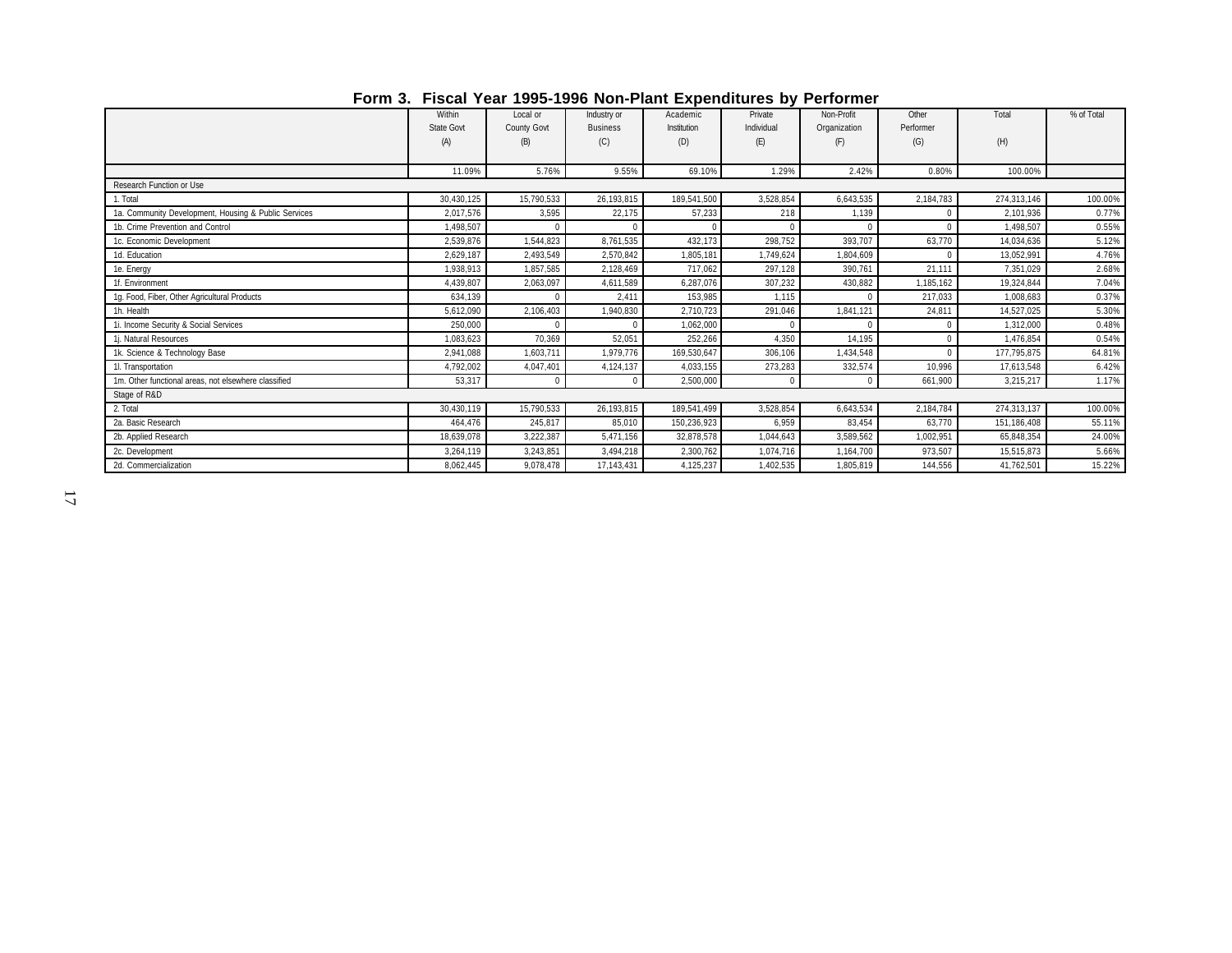# Form 3. Fiscal Year 1995-1996 Non-Plant Expenditures by Performer

| | Within State Govt (A) | Local or County Govt (B) | Industry or Business (C) | Academic Institution (D) | Private Individual (E) | Non-Profit Organization (F) | Other Performer (G) | Total (H) | % of Total |
|---|---|---|---|---|---|---|---|---|---|
| | 11.09% | 5.76% | 9.55% | 69.10% | 1.29% | 2.42% | 0.80% | 100.00% | |
| Research Function or Use | | | | | | | | | |
| 1. Total | 30,430,125 | 15,790,533 | 26,193,815 | 189,541,500 | 3,528,854 | 6,643,535 | 2,184,783 | 274,313,146 | 100.00% |
| 1a. Community Development, Housing & Public Services | 2,017,576 | 3,595 | 22,175 | 57,233 | 218 | 1,139 | 0 | 2,101,936 | 0.77% |
| 1b. Crime Prevention and Control | 1,498,507 | 0 | 0 | 0 | 0 | 0 | 0 | 1,498,507 | 0.55% |
| 1c. Economic Development | 2,539,876 | 1,544,823 | 8,761,535 | 432,173 | 298,752 | 393,707 | 63,770 | 14,034,636 | 5.12% |
| 1d. Education | 2,629,187 | 2,493,549 | 2,570,842 | 1,805,181 | 1,749,624 | 1,804,609 | 0 | 13,052,991 | 4.76% |
| 1e. Energy | 1,938,913 | 1,857,585 | 2,128,469 | 717,062 | 297,128 | 390,761 | 21,111 | 7,351,029 | 2.68% |
| 1f. Environment | 4,439,807 | 2,063,097 | 4,611,589 | 6,287,076 | 307,232 | 430,882 | 1,185,162 | 19,324,844 | 7.04% |
| 1g. Food, Fiber, Other Agricultural Products | 634,139 | 0 | 2,411 | 153,985 | 1,115 | 0 | 217,033 | 1,008,683 | 0.37% |
| 1h. Health | 5,612,090 | 2,106,403 | 1,940,830 | 2,710,723 | 291,046 | 1,841,121 | 24,811 | 14,527,025 | 5.30% |
| 1i. Income Security & Social Services | 250,000 | 0 | 0 | 1,062,000 | 0 | 0 | 0 | 1,312,000 | 0.48% |
| 1j. Natural Resources | 1,083,623 | 70,369 | 52,051 | 252,266 | 4,350 | 14,195 | 0 | 1,476,854 | 0.54% |
| 1k. Science & Technology Base | 2,941,088 | 1,603,711 | 1,979,776 | 169,530,647 | 306,106 | 1,434,548 | 0 | 177,795,875 | 64.81% |
| 1l. Transportation | 4,792,002 | 4,047,401 | 4,124,137 | 4,033,155 | 273,283 | 332,574 | 10,996 | 17,613,548 | 6.42% |
| 1m. Other functional areas, not elsewhere classified | 53,317 | 0 | 0 | 2,500,000 | 0 | 0 | 661,900 | 3,215,217 | 1.17% |
| Stage of R&D | | | | | | | | | |
| 2. Total | 30,430,119 | 15,790,533 | 26,193,815 | 189,541,499 | 3,528,854 | 6,643,534 | 2,184,784 | 274,313,137 | 100.00% |
| 2a. Basic Research | 464,476 | 245,817 | 85,010 | 150,236,923 | 6,959 | 83,454 | 63,770 | 151,186,408 | 55.11% |
| 2b. Applied Research | 18,639,078 | 3,222,387 | 5,471,156 | 32,878,578 | 1,044,643 | 3,589,562 | 1,002,951 | 65,848,354 | 24.00% |
| 2c. Development | 3,264,119 | 3,243,851 | 3,494,218 | 2,300,762 | 1,074,716 | 1,164,700 | 973,507 | 15,515,873 | 5.66% |
| 2d. Commercialization | 8,062,445 | 9,078,478 | 17,143,431 | 4,125,237 | 1,402,535 | 1,805,819 | 144,556 | 41,762,501 | 15.22% |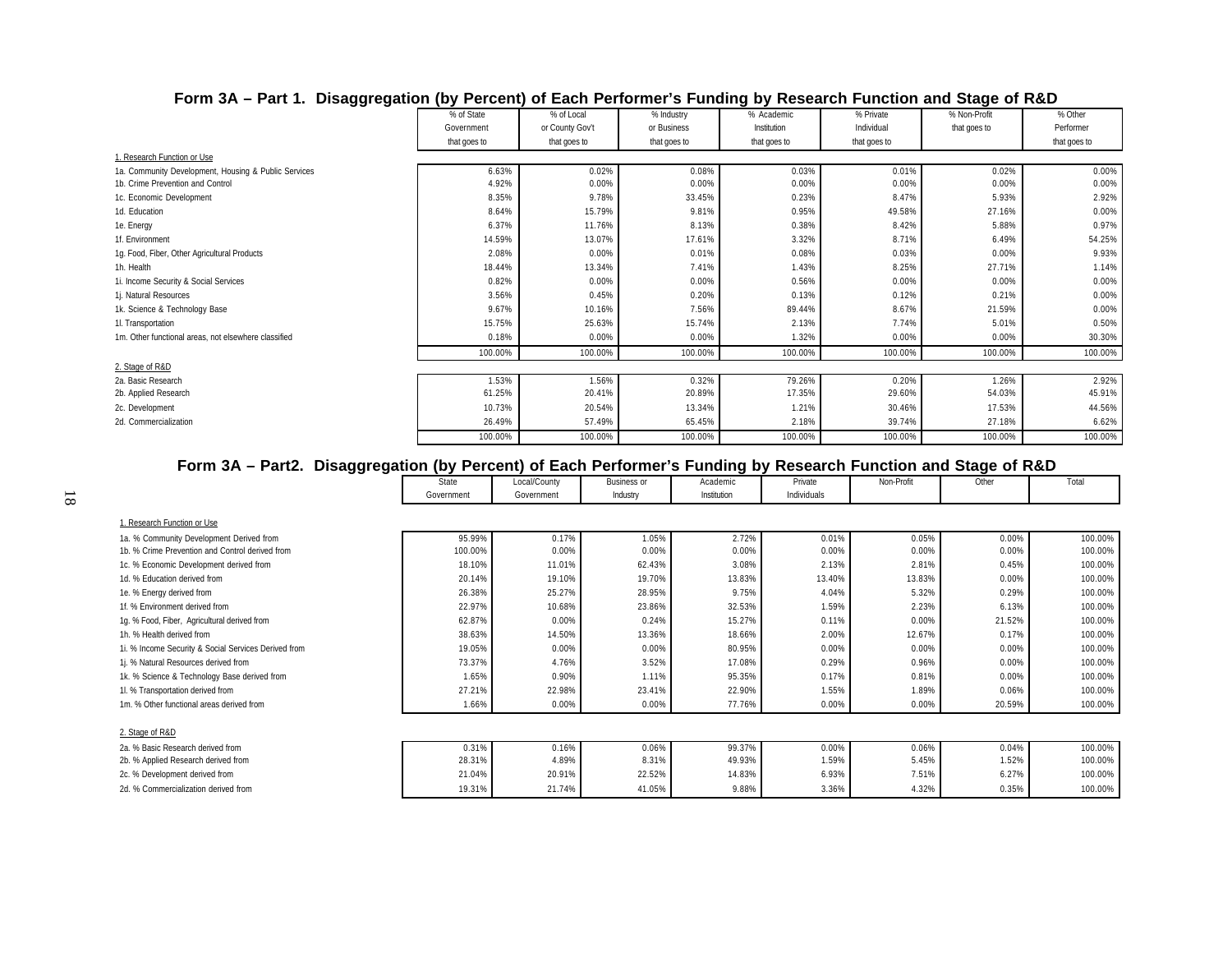## Form 3A – Part 1. Disaggregation (by Percent) of Each Performer's Funding by Research Function and Stage of R&D

| | % of State Government that goes to | % of Local or County Gov't that goes to | % Industry or Business that goes to | % Academic Institution that goes to | % Private Individual that goes to | % Non-Profit that goes to | % Other Performer that goes to |
|---|---|---|---|---|---|---|---|
| 1. Research Function or Use | | | | | | | |
| 1a. Community Development, Housing & Public Services | 6.63% | 0.02% | 0.08% | 0.03% | 0.01% | 0.02% | 0.00% |
| 1b. Crime Prevention and Control | 4.92% | 0.00% | 0.00% | 0.00% | 0.00% | 0.00% | 0.00% |
| 1c. Economic Development | 8.35% | 9.78% | 33.45% | 0.23% | 8.47% | 5.93% | 2.92% |
| 1d. Education | 8.64% | 15.79% | 9.81% | 0.95% | 49.58% | 27.16% | 0.00% |
| 1e. Energy | 6.37% | 11.76% | 8.13% | 0.38% | 8.42% | 5.88% | 0.97% |
| 1f. Environment | 14.59% | 13.07% | 17.61% | 3.32% | 8.71% | 6.49% | 54.25% |
| 1g. Food, Fiber, Other Agricultural Products | 2.08% | 0.00% | 0.01% | 0.08% | 0.03% | 0.00% | 9.93% |
| 1h. Health | 18.44% | 13.34% | 7.41% | 1.43% | 8.25% | 27.71% | 1.14% |
| 1i. Income Security & Social Services | 0.82% | 0.00% | 0.00% | 0.56% | 0.00% | 0.00% | 0.00% |
| 1j. Natural Resources | 3.56% | 0.45% | 0.20% | 0.13% | 0.12% | 0.21% | 0.00% |
| 1k. Science & Technology Base | 9.67% | 10.16% | 7.56% | 89.44% | 8.67% | 21.59% | 0.00% |
| 1l. Transportation | 15.75% | 25.63% | 15.74% | 2.13% | 7.74% | 5.01% | 0.50% |
| 1m. Other functional areas, not elsewhere classified | 0.18% | 0.00% | 0.00% | 1.32% | 0.00% | 0.00% | 30.30% |
| | 100.00% | 100.00% | 100.00% | 100.00% | 100.00% | 100.00% | 100.00% |
| 2. Stage of R&D | | | | | | | |
| 2a. Basic Research | 1.53% | 1.56% | 0.32% | 79.26% | 0.20% | 1.26% | 2.92% |
| 2b. Applied Research | 61.25% | 20.41% | 20.89% | 17.35% | 29.60% | 54.03% | 45.91% |
| 2c. Development | 10.73% | 20.54% | 13.34% | 1.21% | 30.46% | 17.53% | 44.56% |
| 2d. Commercialization | 26.49% | 57.49% | 65.45% | 2.18% | 39.74% | 27.18% | 6.62% |
| | 100.00% | 100.00% | 100.00% | 100.00% | 100.00% | 100.00% | 100.00% |

## Form 3A – Part2. Disaggregation (by Percent) of Each Performer's Funding by Research Function and Stage of R&D

| | State Government | Local/County Government | Business or Industry | Academic Institution | Private Individuals | Non-Profit | Other | Total |
|---|---|---|---|---|---|---|---|---|
| 1. Research Function or Use | | | | | | | | |
| 1a. % Community Development Derived from | 95.99% | 0.17% | 1.05% | 2.72% | 0.01% | 0.05% | 0.00% | 100.00% |
| 1b. % Crime Prevention and Control derived from | 100.00% | 0.00% | 0.00% | 0.00% | 0.00% | 0.00% | 0.00% | 100.00% |
| 1c. % Economic Development derived from | 18.10% | 11.01% | 62.43% | 3.08% | 2.13% | 2.81% | 0.45% | 100.00% |
| 1d. % Education derived from | 20.14% | 19.10% | 19.70% | 13.83% | 13.40% | 13.83% | 0.00% | 100.00% |
| 1e. % Energy derived from | 26.38% | 25.27% | 28.95% | 9.75% | 4.04% | 5.32% | 0.29% | 100.00% |
| 1f. % Environment derived from | 22.97% | 10.68% | 23.86% | 32.53% | 1.59% | 2.23% | 6.13% | 100.00% |
| 1g. % Food, Fiber, Agricultural derived from | 62.87% | 0.00% | 0.24% | 15.27% | 0.11% | 0.00% | 21.52% | 100.00% |
| 1h. % Health derived from | 38.63% | 14.50% | 13.36% | 18.66% | 2.00% | 12.67% | 0.17% | 100.00% |
| 1i. % Income Security & Social Services Derived from | 19.05% | 0.00% | 0.00% | 80.95% | 0.00% | 0.00% | 0.00% | 100.00% |
| 1j. % Natural Resources derived from | 73.37% | 4.76% | 3.52% | 17.08% | 0.29% | 0.96% | 0.00% | 100.00% |
| 1k. % Science & Technology Base derived from | 1.65% | 0.90% | 1.11% | 95.35% | 0.17% | 0.81% | 0.00% | 100.00% |
| 1l. % Transportation derived from | 27.21% | 22.98% | 23.41% | 22.90% | 1.55% | 1.89% | 0.06% | 100.00% |
| 1m. % Other functional areas derived from | 1.66% | 0.00% | 0.00% | 77.76% | 0.00% | 0.00% | 20.59% | 100.00% |
| 2. Stage of R&D | | | | | | | | |
| 2a. % Basic Research derived from | 0.31% | 0.16% | 0.06% | 99.37% | 0.00% | 0.06% | 0.04% | 100.00% |
| 2b. % Applied Research derived from | 28.31% | 4.89% | 8.31% | 49.93% | 1.59% | 5.45% | 1.52% | 100.00% |
| 2c. % Development derived from | 21.04% | 20.91% | 22.52% | 14.83% | 6.93% | 7.51% | 6.27% | 100.00% |
| 2d. % Commercialization derived from | 19.31% | 21.74% | 41.05% | 9.88% | 3.36% | 4.32% | 0.35% | 100.00% |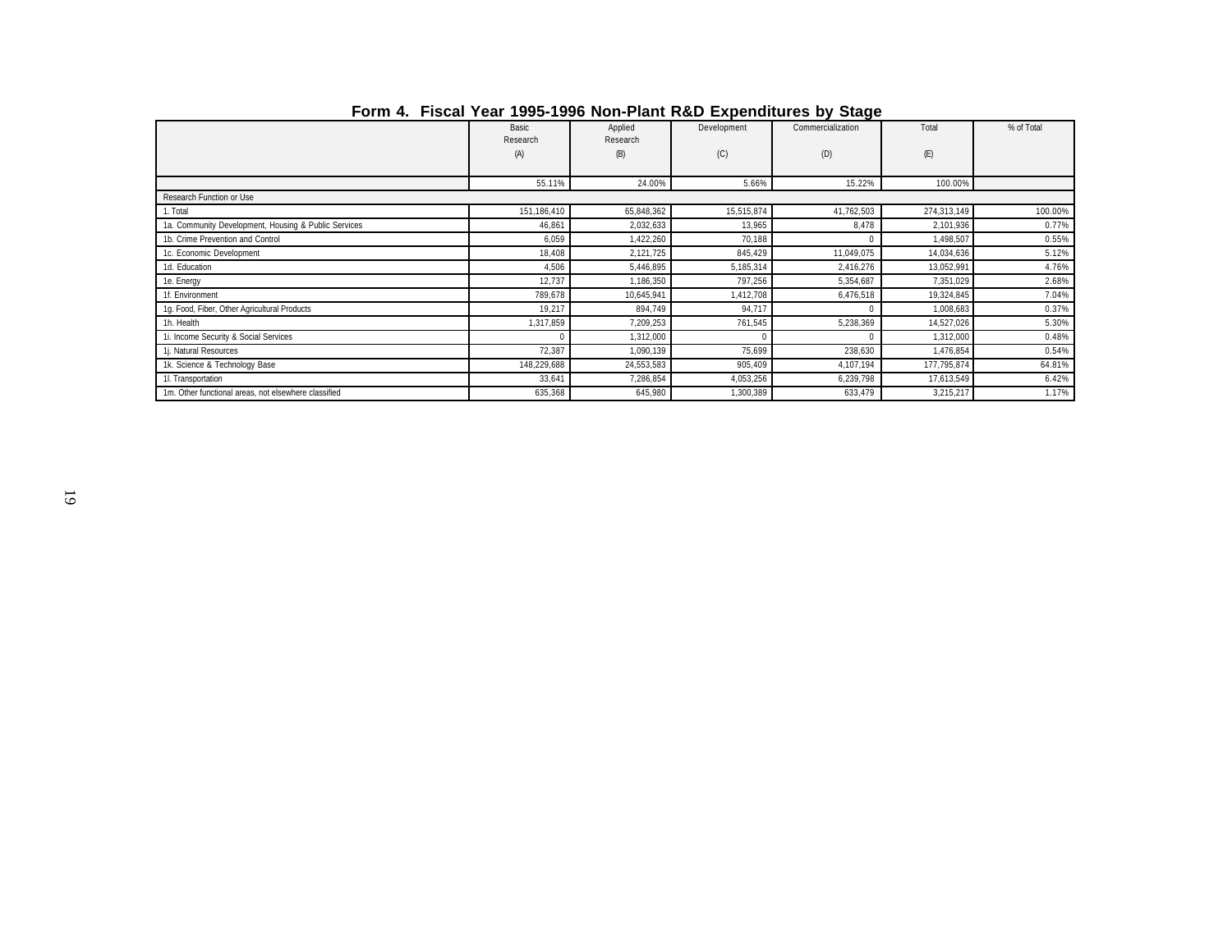## Form 4. Fiscal Year 1995-1996 Non-Plant R&D Expenditures by Stage

| | Basic Research (A) | Applied Research (B) | Development (C) | Commercialization (D) | Total (E) | % of Total |
|---|---|---|---|---|---|---|
| | 55.11% | 24.00% | 5.66% | 15.22% | 100.00% | |
| Research Function or Use | | | | | | |
| 1. Total | 151,186,410 | 65,848,362 | 15,515,874 | 41,762,503 | 274,313,149 | 100.00% |
| 1a. Community Development, Housing & Public Services | 46,861 | 2,032,633 | 13,965 | 8,478 | 2,101,936 | 0.77% |
| 1b. Crime Prevention and Control | 6,059 | 1,422,260 | 70,188 | 0 | 1,498,507 | 0.55% |
| 1c. Economic Development | 18,408 | 2,121,725 | 845,429 | 11,049,075 | 14,034,636 | 5.12% |
| 1d. Education | 4,506 | 5,446,895 | 5,185,314 | 2,416,276 | 13,052,991 | 4.76% |
| 1e. Energy | 12,737 | 1,186,350 | 797,256 | 5,354,687 | 7,351,029 | 2.68% |
| 1f. Environment | 789,678 | 10,645,941 | 1,412,708 | 6,476,518 | 19,324,845 | 7.04% |
| 1g. Food, Fiber, Other Agricultural Products | 19,217 | 894,749 | 94,717 | 0 | 1,008,683 | 0.37% |
| 1h. Health | 1,317,859 | 7,209,253 | 761,545 | 5,238,369 | 14,527,026 | 5.30% |
| 1i. Income Security & Social Services | 0 | 1,312,000 | 0 | 0 | 1,312,000 | 0.48% |
| 1j. Natural Resources | 72,387 | 1,090,139 | 75,699 | 238,630 | 1,476,854 | 0.54% |
| 1k. Science & Technology Base | 148,229,688 | 24,553,583 | 905,409 | 4,107,194 | 177,795,874 | 64.81% |
| 1l. Transportation | 33,641 | 7,286,854 | 4,053,256 | 6,239,798 | 17,613,549 | 6.42% |
| 1m. Other functional areas, not elsewhere classified | 635,368 | 645,980 | 1,300,389 | 633,479 | 3,215,217 | 1.17% |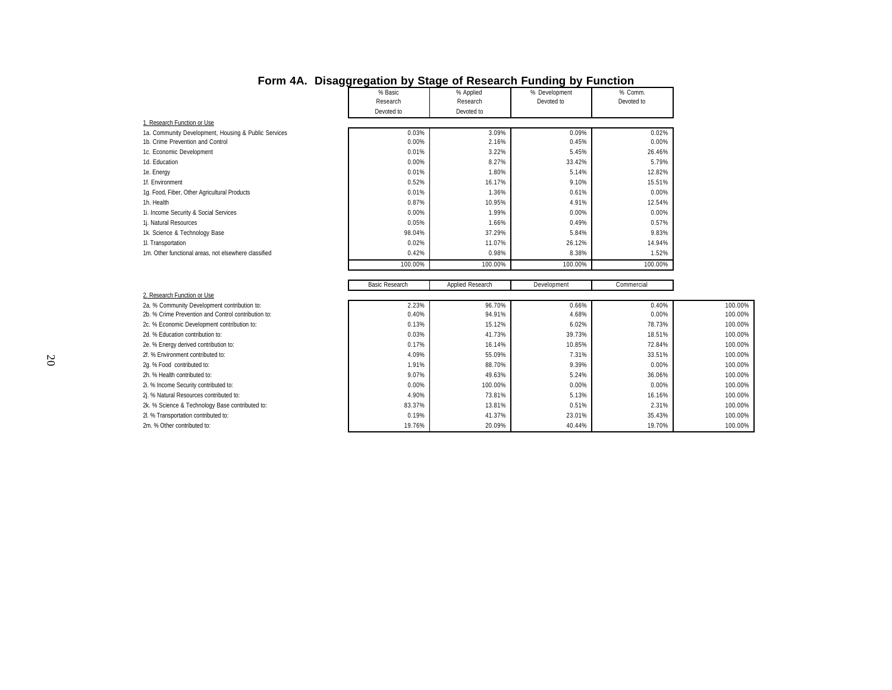# Form 4A. Disaggregation by Stage of Research Funding by Function

| | % Basic Research Devoted to | % Applied Research Devoted to | % Development Devoted to | % Comm. Devoted to |
|---|---|---|---|---|
| 1. Research Function or Use | | | | |
| 1a. Community Development, Housing & Public Services | 0.03% | 3.09% | 0.09% | 0.02% |
| 1b. Crime Prevention and Control | 0.00% | 2.16% | 0.45% | 0.00% |
| 1c. Economic Development | 0.01% | 3.22% | 5.45% | 26.46% |
| 1d. Education | 0.00% | 8.27% | 33.42% | 5.79% |
| 1e. Energy | 0.01% | 1.80% | 5.14% | 12.82% |
| 1f. Environment | 0.52% | 16.17% | 9.10% | 15.51% |
| 1g. Food, Fiber, Other Agricultural Products | 0.01% | 1.36% | 0.61% | 0.00% |
| 1h. Health | 0.87% | 10.95% | 4.91% | 12.54% |
| 1i. Income Security & Social Services | 0.00% | 1.99% | 0.00% | 0.00% |
| 1j. Natural Resources | 0.05% | 1.66% | 0.49% | 0.57% |
| 1k. Science & Technology Base | 98.04% | 37.29% | 5.84% | 9.83% |
| 1l. Transportation | 0.02% | 11.07% | 26.12% | 14.94% |
| 1m. Other functional areas, not elsewhere classified | 0.42% | 0.98% | 8.38% | 1.52% |
| | 100.00% | 100.00% | 100.00% | 100.00% |

| | Basic Research | Applied Research | Development | Commercial | |
|---|---|---|---|---|---|
| 2. Research Function or Use | | | | | |
| 2a. % Community Development contribution to: | 2.23% | 96.70% | 0.66% | 0.40% | 100.00% |
| 2b. % Crime Prevention and Control contribution to: | 0.40% | 94.91% | 4.68% | 0.00% | 100.00% |
| 2c. % Economic Development contribution to: | 0.13% | 15.12% | 6.02% | 78.73% | 100.00% |
| 2d. % Education contribution to: | 0.03% | 41.73% | 39.73% | 18.51% | 100.00% |
| 2e. % Energy derived contribution to: | 0.17% | 16.14% | 10.85% | 72.84% | 100.00% |
| 2f. % Environment contributed to: | 4.09% | 55.09% | 7.31% | 33.51% | 100.00% |
| 2g. % Food contributed to: | 1.91% | 88.70% | 9.39% | 0.00% | 100.00% |
| 2h. % Health contributed to: | 9.07% | 49.63% | 5.24% | 36.06% | 100.00% |
| 2i. % Income Security contributed to: | 0.00% | 100.00% | 0.00% | 0.00% | 100.00% |
| 2j. % Natural Resources contributed to: | 4.90% | 73.81% | 5.13% | 16.16% | 100.00% |
| 2k. % Science & Technology Base contributed to: | 83.37% | 13.81% | 0.51% | 2.31% | 100.00% |
| 2l. % Transportation contributed to: | 0.19% | 41.37% | 23.01% | 35.43% | 100.00% |
| 2m. % Other contributed to: | 19.76% | 20.09% | 40.44% | 19.70% | 100.00% |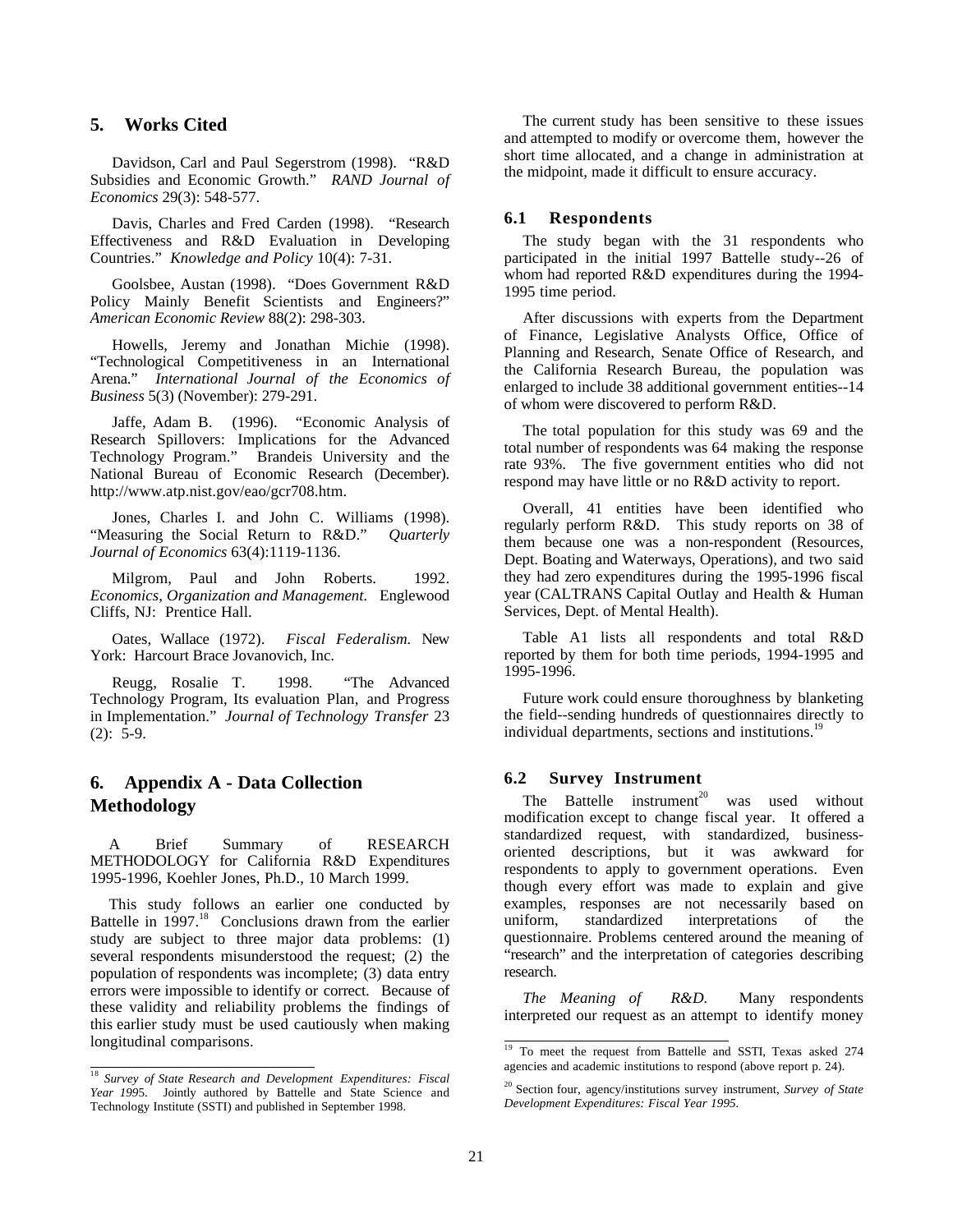## 5. Works Cited

Davidson, Carl and Paul Segerstrom (1998). "R&D Subsidies and Economic Growth." *RAND Journal of Economics* 29(3): 548-577.

Davis, Charles and Fred Carden (1998). "Research Effectiveness and R&D Evaluation in Developing Countries." *Knowledge and Policy* 10(4): 7-31.

Goolsbee, Austan (1998). "Does Government R&D Policy Mainly Benefit Scientists and Engineers?" *American Economic Review* 88(2): 298-303.

Howells, Jeremy and Jonathan Michie (1998). "Technological Competitiveness in an International Arena." *International Journal of the Economics of Business* 5(3) (November): 279-291.

Jaffe, Adam B. (1996). "Economic Analysis of Research Spillovers: Implications for the Advanced Technology Program." Brandeis University and the National Bureau of Economic Research (December). http://www.atp.nist.gov/eao/gcr708.htm.

Jones, Charles I. and John C. Williams (1998). "Measuring the Social Return to R&D." *Quarterly Journal of Economics* 63(4):1119-1136.

Milgrom, Paul and John Roberts. 1992. *Economics, Organization and Management*. Englewood Cliffs, NJ: Prentice Hall.

Oates, Wallace (1972). *Fiscal Federalism.* New York: Harcourt Brace Jovanovich, Inc.

Reugg, Rosalie T. 1998. "The Advanced Technology Program, Its evaluation Plan, and Progress in Implementation." *Journal of Technology Transfer* 23 (2): 5-9.

## 6. Appendix A - Data Collection Methodology

A Brief Summary of RESEARCH METHODOLOGY for California R&D Expenditures 1995-1996, Koehler Jones, Ph.D., 10 March 1999.

This study follows an earlier one conducted by Battelle in 1997.[18] Conclusions drawn from the earlier study are subject to three major data problems: (1) several respondents misunderstood the request; (2) the population of respondents was incomplete; (3) data entry errors were impossible to identify or correct. Because of these validity and reliability problems the findings of this earlier study must be used cautiously when making longitudinal comparisons.

[18] *Survey of State Research and Development Expenditures: Fiscal Year 1995*. Jointly authored by Battelle and State Science and Technology Institute (SSTI) and published in September 1998.

The current study has been sensitive to these issues and attempted to modify or overcome them, however the short time allocated, and a change in administration at the midpoint, made it difficult to ensure accuracy.

### 6.1 Respondents

The study began with the 31 respondents who participated in the initial 1997 Battelle study--26 of whom had reported R&D expenditures during the 1994-1995 time period.

After discussions with experts from the Department of Finance, Legislative Analysts Office, Office of Planning and Research, Senate Office of Research, and the California Research Bureau, the population was enlarged to include 38 additional government entities--14 of whom were discovered to perform R&D.

The total population for this study was 69 and the total number of respondents was 64 making the response rate 93%. The five government entities who did not respond may have little or no R&D activity to report.

Overall, 41 entities have been identified who regularly perform R&D. This study reports on 38 of them because one was a non-respondent (Resources, Dept. Boating and Waterways, Operations), and two said they had zero expenditures during the 1995-1996 fiscal year (CALTRANS Capital Outlay and Health & Human Services, Dept. of Mental Health).

Table A1 lists all respondents and total R&D reported by them for both time periods, 1994-1995 and 1995-1996.

Future work could ensure thoroughness by blanketing the field--sending hundreds of questionnaires directly to individual departments, sections and institutions.[19]

### 6.2 Survey Instrument

The Battelle instrument[20] was used without modification except to change fiscal year. It offered a standardized request, with standardized, business-oriented descriptions, but it was awkward for respondents to apply to government operations. Even though every effort was made to explain and give examples, responses are not necessarily based on uniform, standardized interpretations of the questionnaire. Problems centered around the meaning of "research" and the interpretation of categories describing research.

*The Meaning of R&D.* Many respondents interpreted our request as an attempt to identify money

[19] To meet the request from Battelle and SSTI, Texas asked 274 agencies and academic institutions to respond (above report p. 24).

[20] Section four, agency/institutions survey instrument, *Survey of State Development Expenditures: Fiscal Year 1995*.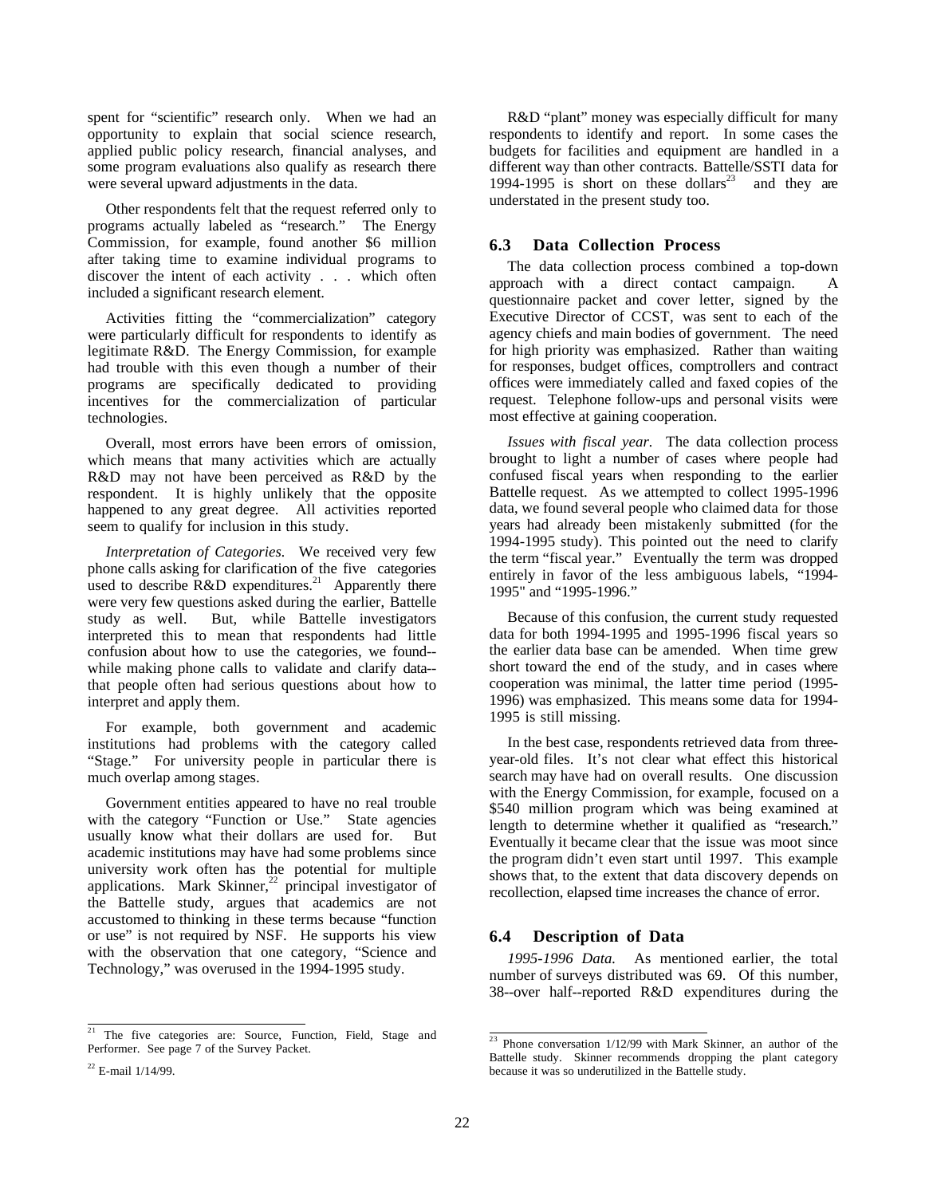spent for "scientific" research only. When we had an opportunity to explain that social science research, applied public policy research, financial analyses, and some program evaluations also qualify as research there were several upward adjustments in the data.

Other respondents felt that the request referred only to programs actually labeled as "research." The Energy Commission, for example, found another \$6 million after taking time to examine individual programs to discover the intent of each activity . . . which often included a significant research element.

Activities fitting the "commercialization" category were particularly difficult for respondents to identify as legitimate R&D. The Energy Commission, for example had trouble with this even though a number of their programs are specifically dedicated to providing incentives for the commercialization of particular technologies.

Overall, most errors have been errors of omission, which means that many activities which are actually R&D may not have been perceived as R&D by the respondent. It is highly unlikely that the opposite happened to any great degree. All activities reported seem to qualify for inclusion in this study.

*Interpretation of Categories.* We received very few phone calls asking for clarification of the five categories used to describe R&D expenditures.[21] Apparently there were very few questions asked during the earlier, Battelle study as well. But, while Battelle investigators interpreted this to mean that respondents had little confusion about how to use the categories, we found--while making phone calls to validate and clarify data--that people often had serious questions about how to interpret and apply them.

For example, both government and academic institutions had problems with the category called "Stage." For university people in particular there is much overlap among stages.

Government entities appeared to have no real trouble with the category "Function or Use." State agencies usually know what their dollars are used for. But academic institutions may have had some problems since university work often has the potential for multiple applications. Mark Skinner,[22] principal investigator of the Battelle study, argues that academics are not accustomed to thinking in these terms because "function or use" is not required by NSF. He supports his view with the observation that one category, "Science and Technology," was overused in the 1994-1995 study.

R&D "plant" money was especially difficult for many respondents to identify and report. In some cases the budgets for facilities and equipment are handled in a different way than other contracts. Battelle/SSTI data for 1994-1995 is short on these dollars[23] and they are understated in the present study too.

## 6.3 Data Collection Process

The data collection process combined a top-down approach with a direct contact campaign. A questionnaire packet and cover letter, signed by the Executive Director of CCST, was sent to each of the agency chiefs and main bodies of government. The need for high priority was emphasized. Rather than waiting for responses, budget offices, comptrollers and contract offices were immediately called and faxed copies of the request. Telephone follow-ups and personal visits were most effective at gaining cooperation.

*Issues with fiscal year.* The data collection process brought to light a number of cases where people had confused fiscal years when responding to the earlier Battelle request. As we attempted to collect 1995-1996 data, we found several people who claimed data for those years had already been mistakenly submitted (for the 1994-1995 study). This pointed out the need to clarify the term "fiscal year." Eventually the term was dropped entirely in favor of the less ambiguous labels, "1994-1995" and "1995-1996."

Because of this confusion, the current study requested data for both 1994-1995 and 1995-1996 fiscal years so the earlier data base can be amended. When time grew short toward the end of the study, and in cases where cooperation was minimal, the latter time period (1995-1996) was emphasized. This means some data for 1994-1995 is still missing.

In the best case, respondents retrieved data from three-year-old files. It's not clear what effect this historical search may have had on overall results. One discussion with the Energy Commission, for example, focused on a \$540 million program which was being examined at length to determine whether it qualified as "research." Eventually it became clear that the issue was moot since the program didn't even start until 1997. This example shows that, to the extent that data discovery depends on recollection, elapsed time increases the chance of error.

## 6.4 Description of Data

*1995-1996 Data.* As mentioned earlier, the total number of surveys distributed was 69. Of this number, 38--over half--reported R&D expenditures during the

---

[21] The five categories are: Source, Function, Field, Stage and Performer. See page 7 of the Survey Packet.

[22] E-mail 1/14/99.

[23] Phone conversation 1/12/99 with Mark Skinner, an author of the Battelle study. Skinner recommends dropping the plant category because it was so underutilized in the Battelle study.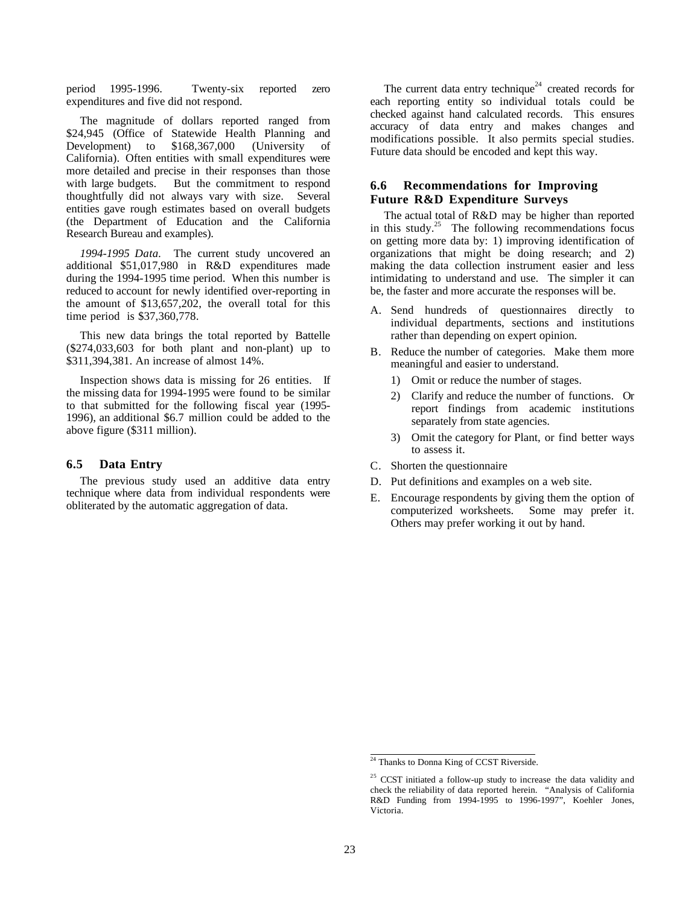period 1995-1996. Twenty-six reported zero expenditures and five did not respond.

The magnitude of dollars reported ranged from $24,945 (Office of Statewide Health Planning and Development) to $168,367,000 (University of California). Often entities with small expenditures were more detailed and precise in their responses than those with large budgets. But the commitment to respond thoughtfully did not always vary with size. Several entities gave rough estimates based on overall budgets (the Department of Education and the California Research Bureau and examples).

*1994-1995 Data.* The current study uncovered an additional $51,017,980 in R&D expenditures made during the 1994-1995 time period. When this number is reduced to account for newly identified over-reporting in the amount of $13,657,202, the overall total for this time period is $37,360,778.

This new data brings the total reported by Battelle ($274,033,603 for both plant and non-plant) up to $311,394,381. An increase of almost 14%.

Inspection shows data is missing for 26 entities. If the missing data for 1994-1995 were found to be similar to that submitted for the following fiscal year (1995-1996), an additional $6.7 million could be added to the above figure ($311 million).

## 6.5 Data Entry

The previous study used an additive data entry technique where data from individual respondents were obliterated by the automatic aggregation of data.

The current data entry technique[24] created records for each reporting entity so individual totals could be checked against hand calculated records. This ensures accuracy of data entry and makes changes and modifications possible. It also permits special studies. Future data should be encoded and kept this way.

## 6.6 Recommendations for Improving Future R&D Expenditure Surveys

The actual total of R&D may be higher than reported in this study.[25] The following recommendations focus on getting more data by: 1) improving identification of organizations that might be doing research; and 2) making the data collection instrument easier and less intimidating to understand and use. The simpler it can be, the faster and more accurate the responses will be.

A. Send hundreds of questionnaires directly to individual departments, sections and institutions rather than depending on expert opinion.

B. Reduce the number of categories. Make them more meaningful and easier to understand.
   1) Omit or reduce the number of stages.
   2) Clarify and reduce the number of functions. Or report findings from academic institutions separately from state agencies.
   3) Omit the category for Plant, or find better ways to assess it.

C. Shorten the questionnaire

D. Put definitions and examples on a web site.

E. Encourage respondents by giving them the option of computerized worksheets. Some may prefer it. Others may prefer working it out by hand.

---

[24] Thanks to Donna King of CCST Riverside.

[25] CCST initiated a follow-up study to increase the data validity and check the reliability of data reported herein. "Analysis of California R&D Funding from 1994-1995 to 1996-1997", Koehler Jones, Victoria.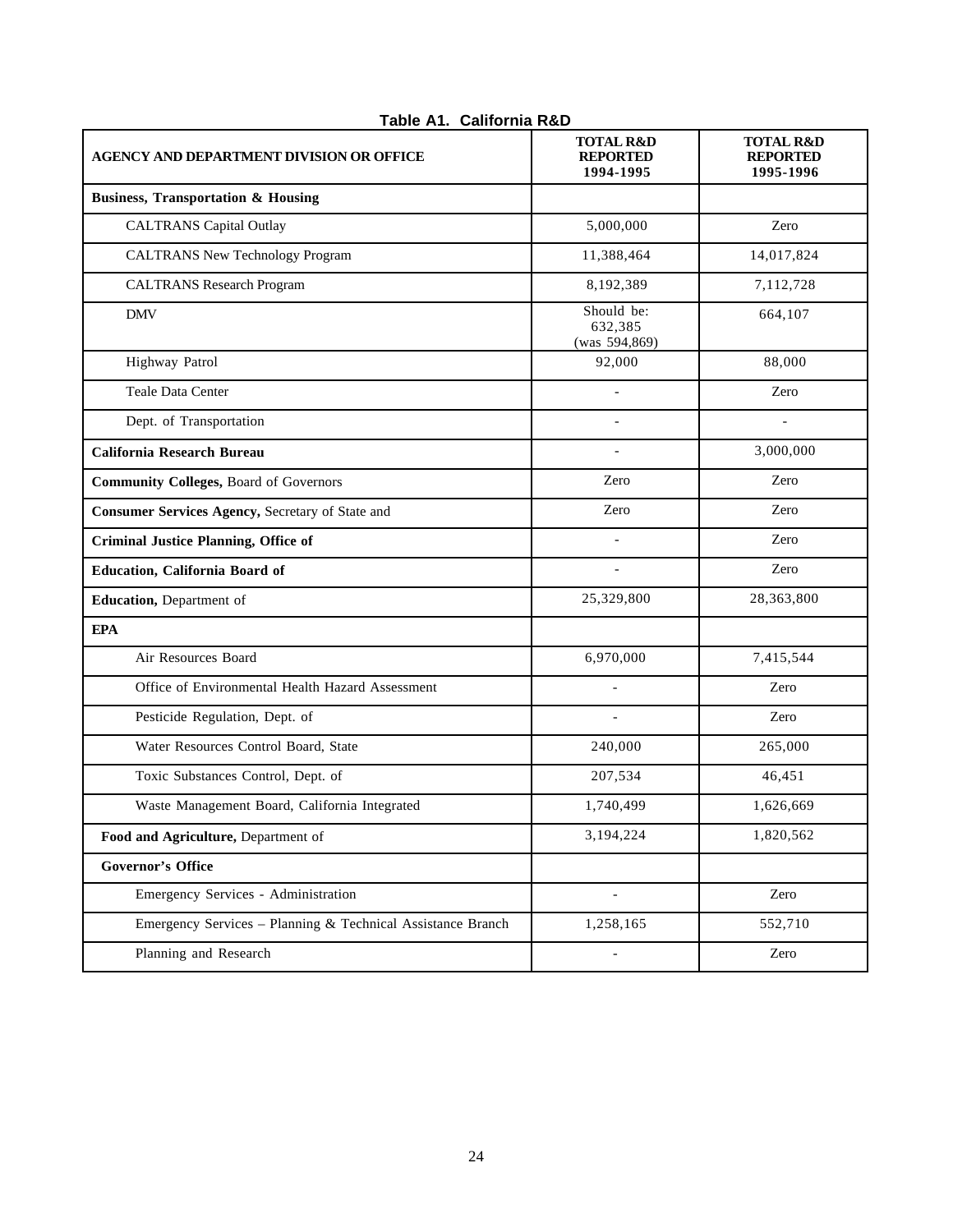**Table A1. California R&D**

| AGENCY AND DEPARTMENT DIVISION OR OFFICE | TOTAL R&D REPORTED 1994-1995 | TOTAL R&D REPORTED 1995-1996 |
|---|---|---|
| **Business, Transportation & Housing** | | |
| CALTRANS Capital Outlay | 5,000,000 | Zero |
| CALTRANS New Technology Program | 11,388,464 | 14,017,824 |
| CALTRANS Research Program | 8,192,389 | 7,112,728 |
| DMV | Should be: 632,385 (was 594,869) | 664,107 |
| Highway Patrol | 92,000 | 88,000 |
| Teale Data Center | - | Zero |
| Dept. of Transportation | - | - |
| **California Research Bureau** | - | 3,000,000 |
| **Community Colleges,** Board of Governors | Zero | Zero |
| **Consumer Services Agency,** Secretary of State and | Zero | Zero |
| **Criminal Justice Planning, Office of** | - | Zero |
| **Education, California Board of** | - | Zero |
| **Education,** Department of | 25,329,800 | 28,363,800 |
| **EPA** | | |
| Air Resources Board | 6,970,000 | 7,415,544 |
| Office of Environmental Health Hazard Assessment | - | Zero |
| Pesticide Regulation, Dept. of | - | Zero |
| Water Resources Control Board, State | 240,000 | 265,000 |
| Toxic Substances Control, Dept. of | 207,534 | 46,451 |
| Waste Management Board, California Integrated | 1,740,499 | 1,626,669 |
| **Food and Agriculture,** Department of | 3,194,224 | 1,820,562 |
| **Governor's Office** | | |
| Emergency Services - Administration | - | Zero |
| Emergency Services – Planning & Technical Assistance Branch | 1,258,165 | 552,710 |
| Planning and Research | - | Zero |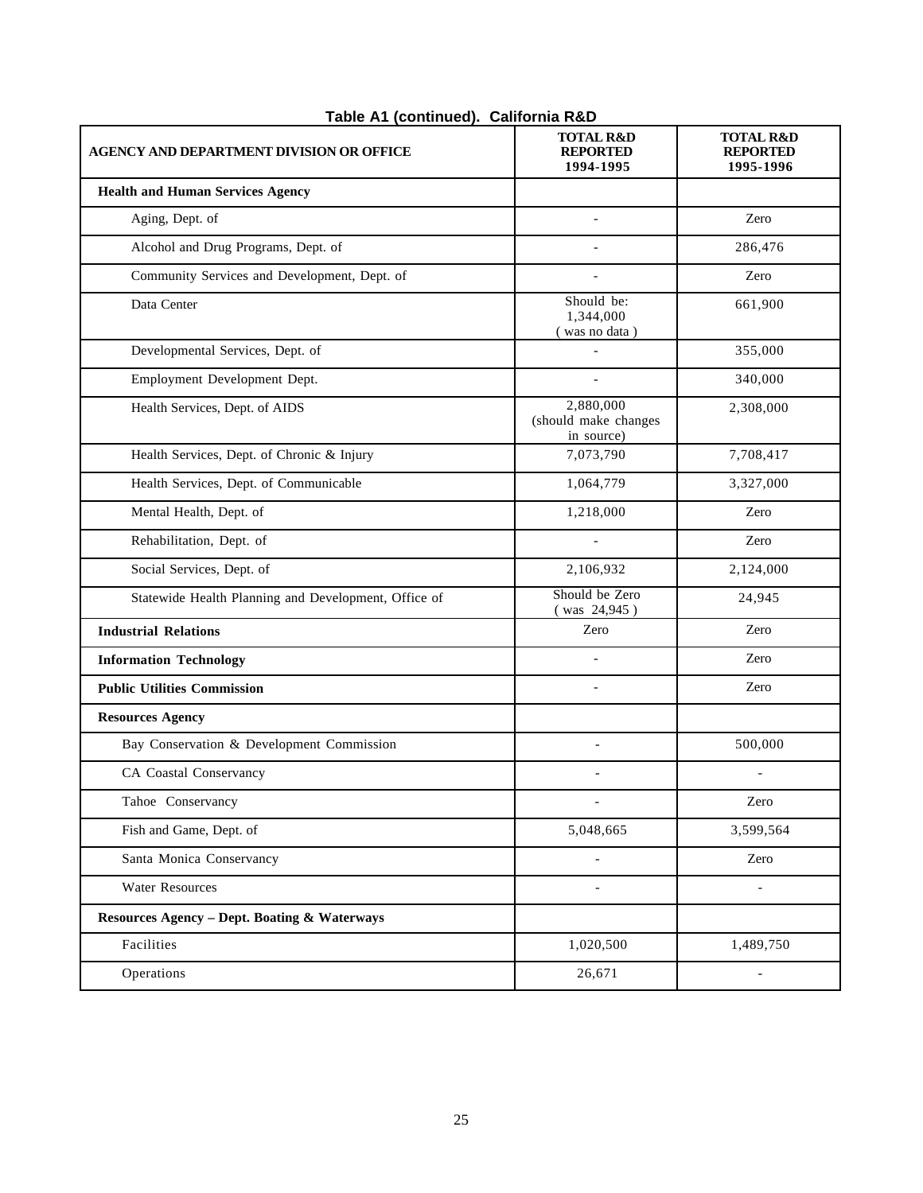**Table A1 (continued). California R&D**

| AGENCY AND DEPARTMENT DIVISION OR OFFICE | TOTAL R&D REPORTED 1994-1995 | TOTAL R&D REPORTED 1995-1996 |
|---|---|---|
| **Health and Human Services Agency** | | |
| Aging, Dept. of | - | Zero |
| Alcohol and Drug Programs, Dept. of | - | 286,476 |
| Community Services and Development, Dept. of | - | Zero |
| Data Center | Should be: 1,344,000 ( was no data ) | 661,900 |
| Developmental Services, Dept. of | - | 355,000 |
| Employment Development Dept. | - | 340,000 |
| Health Services, Dept. of AIDS | 2,880,000 (should make changes in source) | 2,308,000 |
| Health Services, Dept. of Chronic & Injury | 7,073,790 | 7,708,417 |
| Health Services, Dept. of Communicable | 1,064,779 | 3,327,000 |
| Mental Health, Dept. of | 1,218,000 | Zero |
| Rehabilitation, Dept. of | - | Zero |
| Social Services, Dept. of | 2,106,932 | 2,124,000 |
| Statewide Health Planning and Development, Office of | Should be Zero ( was 24,945 ) | 24,945 |
| **Industrial Relations** | Zero | Zero |
| **Information Technology** | - | Zero |
| **Public Utilities Commission** | - | Zero |
| **Resources Agency** | | |
| Bay Conservation & Development Commission | - | 500,000 |
| CA Coastal Conservancy | - | - |
| Tahoe Conservancy | - | Zero |
| Fish and Game, Dept. of | 5,048,665 | 3,599,564 |
| Santa Monica Conservancy | - | Zero |
| Water Resources | - | - |
| **Resources Agency – Dept. Boating & Waterways** | | |
| Facilities | 1,020,500 | 1,489,750 |
| Operations | 26,671 | - |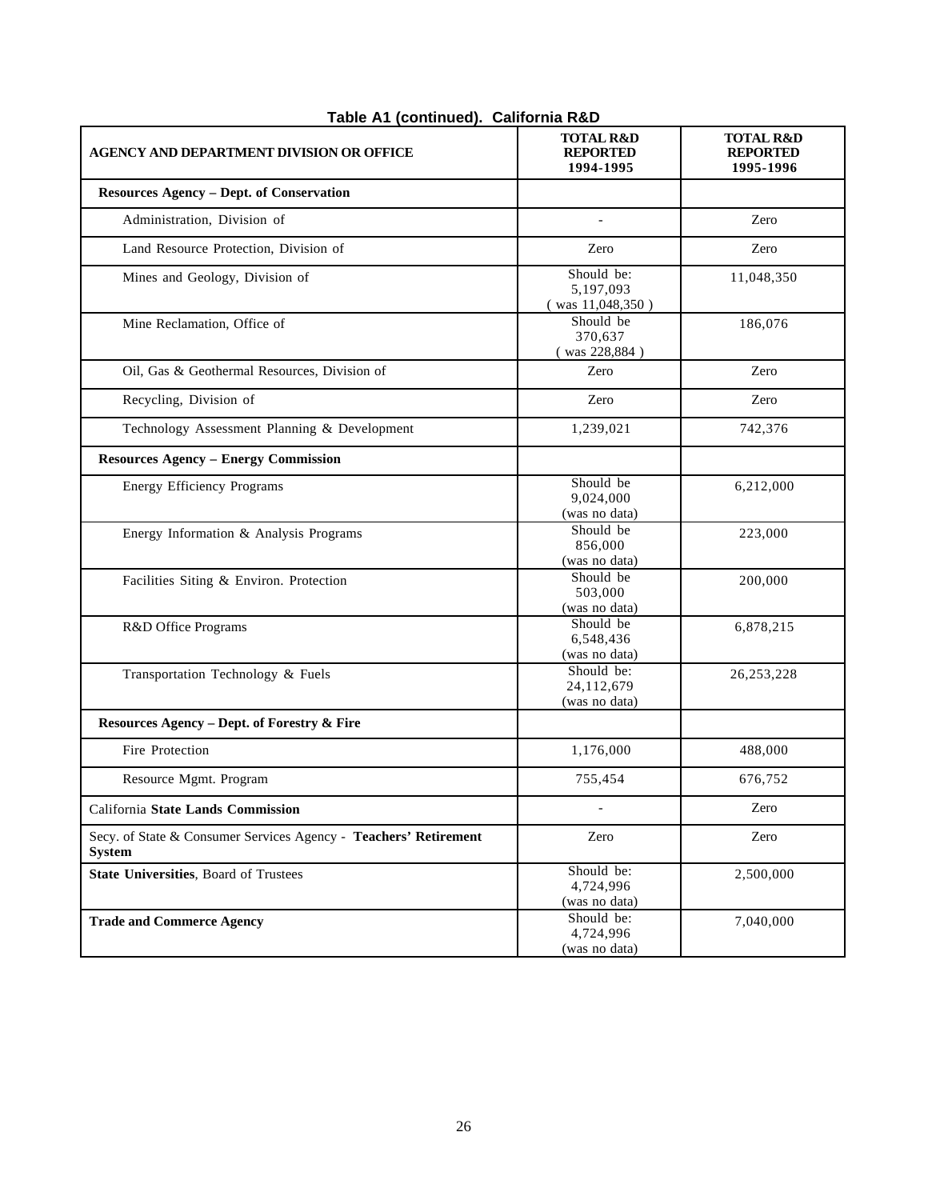**Table A1 (continued). California R&D**

| AGENCY AND DEPARTMENT DIVISION OR OFFICE | TOTAL R&D REPORTED 1994-1995 | TOTAL R&D REPORTED 1995-1996 |
|---|---|---|
| **Resources Agency – Dept. of Conservation** | | |
| Administration, Division of | - | Zero |
| Land Resource Protection, Division of | Zero | Zero |
| Mines and Geology, Division of | Should be: 5,197,093 ( was 11,048,350 ) | 11,048,350 |
| Mine Reclamation, Office of | Should be 370,637 ( was 228,884 ) | 186,076 |
| Oil, Gas & Geothermal Resources, Division of | Zero | Zero |
| Recycling, Division of | Zero | Zero |
| Technology Assessment Planning & Development | 1,239,021 | 742,376 |
| **Resources Agency – Energy Commission** | | |
| Energy Efficiency Programs | Should be 9,024,000 (was no data) | 6,212,000 |
| Energy Information & Analysis Programs | Should be 856,000 (was no data) | 223,000 |
| Facilities Siting & Environ. Protection | Should be 503,000 (was no data) | 200,000 |
| R&D Office Programs | Should be 6,548,436 (was no data) | 6,878,215 |
| Transportation Technology & Fuels | Should be: 24,112,679 (was no data) | 26,253,228 |
| **Resources Agency – Dept. of Forestry & Fire** | | |
| Fire Protection | 1,176,000 | 488,000 |
| Resource Mgmt. Program | 755,454 | 676,752 |
| California **State Lands Commission** | - | Zero |
| Secy. of State & Consumer Services Agency - **Teachers' Retirement System** | Zero | Zero |
| **State Universities**, Board of Trustees | Should be: 4,724,996 (was no data) | 2,500,000 |
| **Trade and Commerce Agency** | Should be: 4,724,996 (was no data) | 7,040,000 |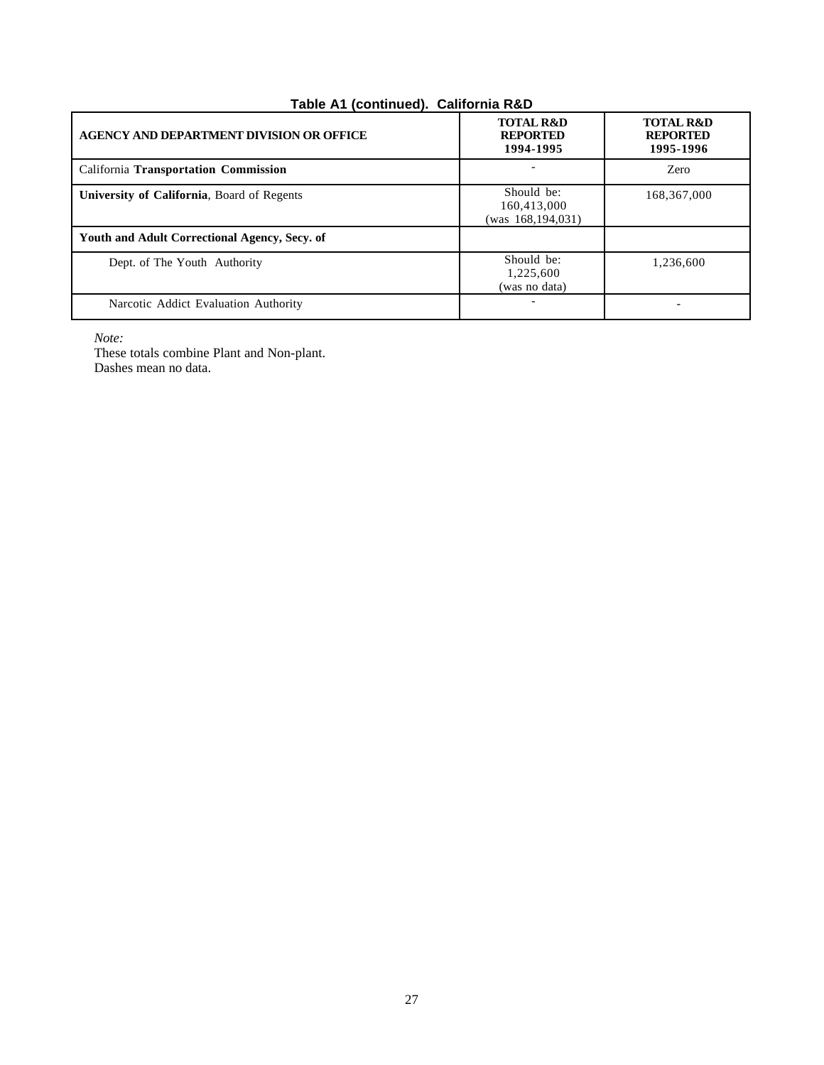### Table A1 (continued). California R&D

| AGENCY AND DEPARTMENT DIVISION OR OFFICE | TOTAL R&D REPORTED 1994-1995 | TOTAL R&D REPORTED 1995-1996 |
|---|---|---|
| California **Transportation Commission** | - | Zero |
| **University of California**, Board of Regents | Should be: 160,413,000 (was 168,194,031) | 168,367,000 |
| **Youth and Adult Correctional Agency, Secy. of** | | |
| Dept. of The Youth Authority | Should be: 1,225,600 (was no data) | 1,236,600 |
| Narcotic Addict Evaluation Authority | - | - |

*Note:*
These totals combine Plant and Non-plant.
Dashes mean no data.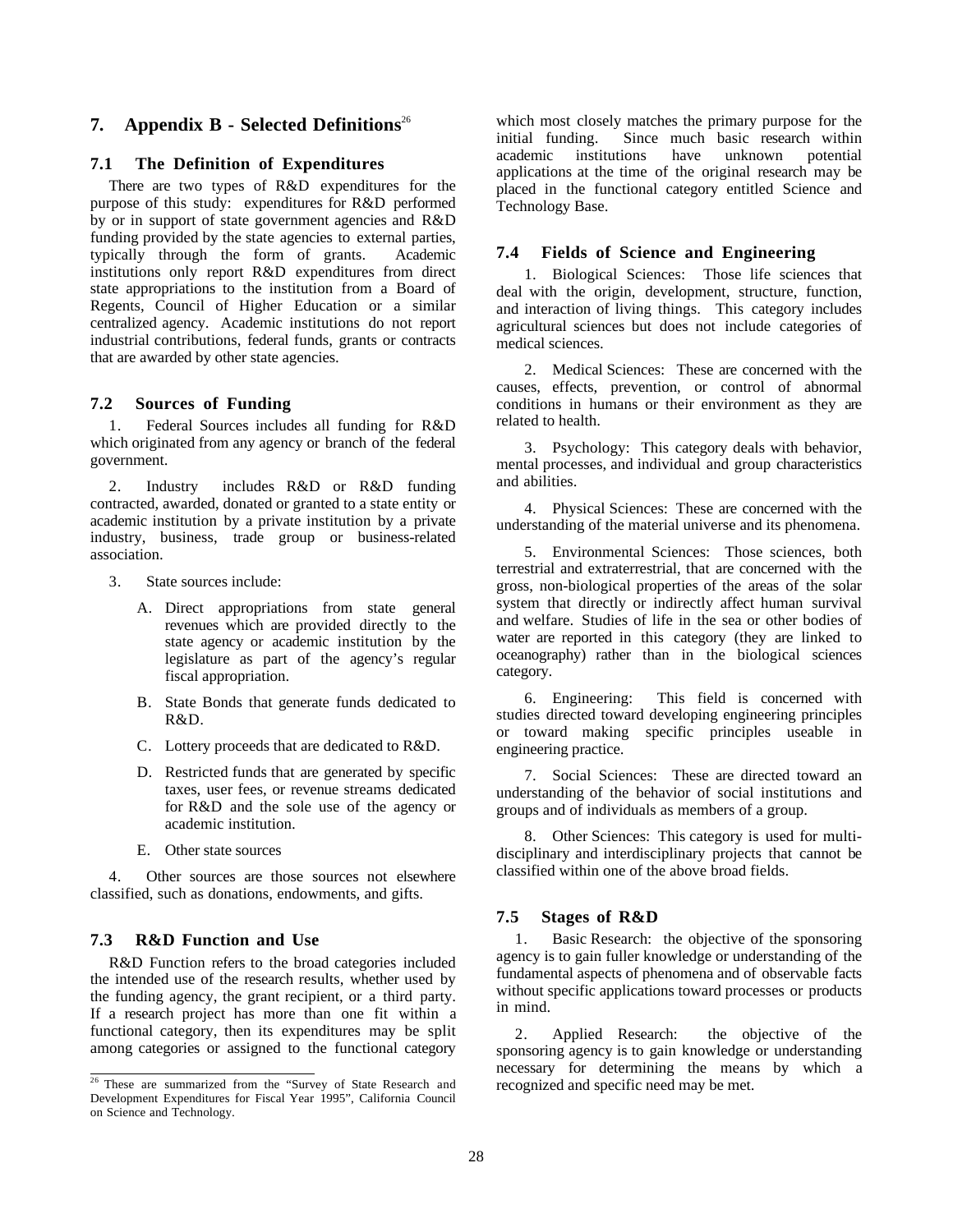# 7. Appendix B - Selected Definitions[26]

## 7.1 The Definition of Expenditures

There are two types of R&D expenditures for the purpose of this study: expenditures for R&D performed by or in support of state government agencies and R&D funding provided by the state agencies to external parties, typically through the form of grants. Academic institutions only report R&D expenditures from direct state appropriations to the institution from a Board of Regents, Council of Higher Education or a similar centralized agency. Academic institutions do not report industrial contributions, federal funds, grants or contracts that are awarded by other state agencies.

## 7.2 Sources of Funding

1. Federal Sources includes all funding for R&D which originated from any agency or branch of the federal government.

2. Industry includes R&D or R&D funding contracted, awarded, donated or granted to a state entity or academic institution by a private institution by a private industry, business, trade group or business-related association.

3. State sources include:

   A. Direct appropriations from state general revenues which are provided directly to the state agency or academic institution by the legislature as part of the agency's regular fiscal appropriation.

   B. State Bonds that generate funds dedicated to R&D.

   C. Lottery proceeds that are dedicated to R&D.

   D. Restricted funds that are generated by specific taxes, user fees, or revenue streams dedicated for R&D and the sole use of the agency or academic institution.

   E. Other state sources

4. Other sources are those sources not elsewhere classified, such as donations, endowments, and gifts.

## 7.3 R&D Function and Use

R&D Function refers to the broad categories included the intended use of the research results, whether used by the funding agency, the grant recipient, or a third party. If a research project has more than one fit within a functional category, then its expenditures may be split among categories or assigned to the functional category which most closely matches the primary purpose for the initial funding. Since much basic research within academic institutions have unknown potential applications at the time of the original research may be placed in the functional category entitled Science and Technology Base.

## 7.4 Fields of Science and Engineering

1. Biological Sciences: Those life sciences that deal with the origin, development, structure, function, and interaction of living things. This category includes agricultural sciences but does not include categories of medical sciences.

2. Medical Sciences: These are concerned with the causes, effects, prevention, or control of abnormal conditions in humans or their environment as they are related to health.

3. Psychology: This category deals with behavior, mental processes, and individual and group characteristics and abilities.

4. Physical Sciences: These are concerned with the understanding of the material universe and its phenomena.

5. Environmental Sciences: Those sciences, both terrestrial and extraterrestrial, that are concerned with the gross, non-biological properties of the areas of the solar system that directly or indirectly affect human survival and welfare. Studies of life in the sea or other bodies of water are reported in this category (they are linked to oceanography) rather than in the biological sciences category.

6. Engineering: This field is concerned with studies directed toward developing engineering principles or toward making specific principles useable in engineering practice.

7. Social Sciences: These are directed toward an understanding of the behavior of social institutions and groups and of individuals as members of a group.

8. Other Sciences: This category is used for multi-disciplinary and interdisciplinary projects that cannot be classified within one of the above broad fields.

## 7.5 Stages of R&D

1. Basic Research: the objective of the sponsoring agency is to gain fuller knowledge or understanding of the fundamental aspects of phenomena and of observable facts without specific applications toward processes or products in mind.

2. Applied Research: the objective of the sponsoring agency is to gain knowledge or understanding necessary for determining the means by which a recognized and specific need may be met.

[26] These are summarized from the "Survey of State Research and Development Expenditures for Fiscal Year 1995", California Council on Science and Technology.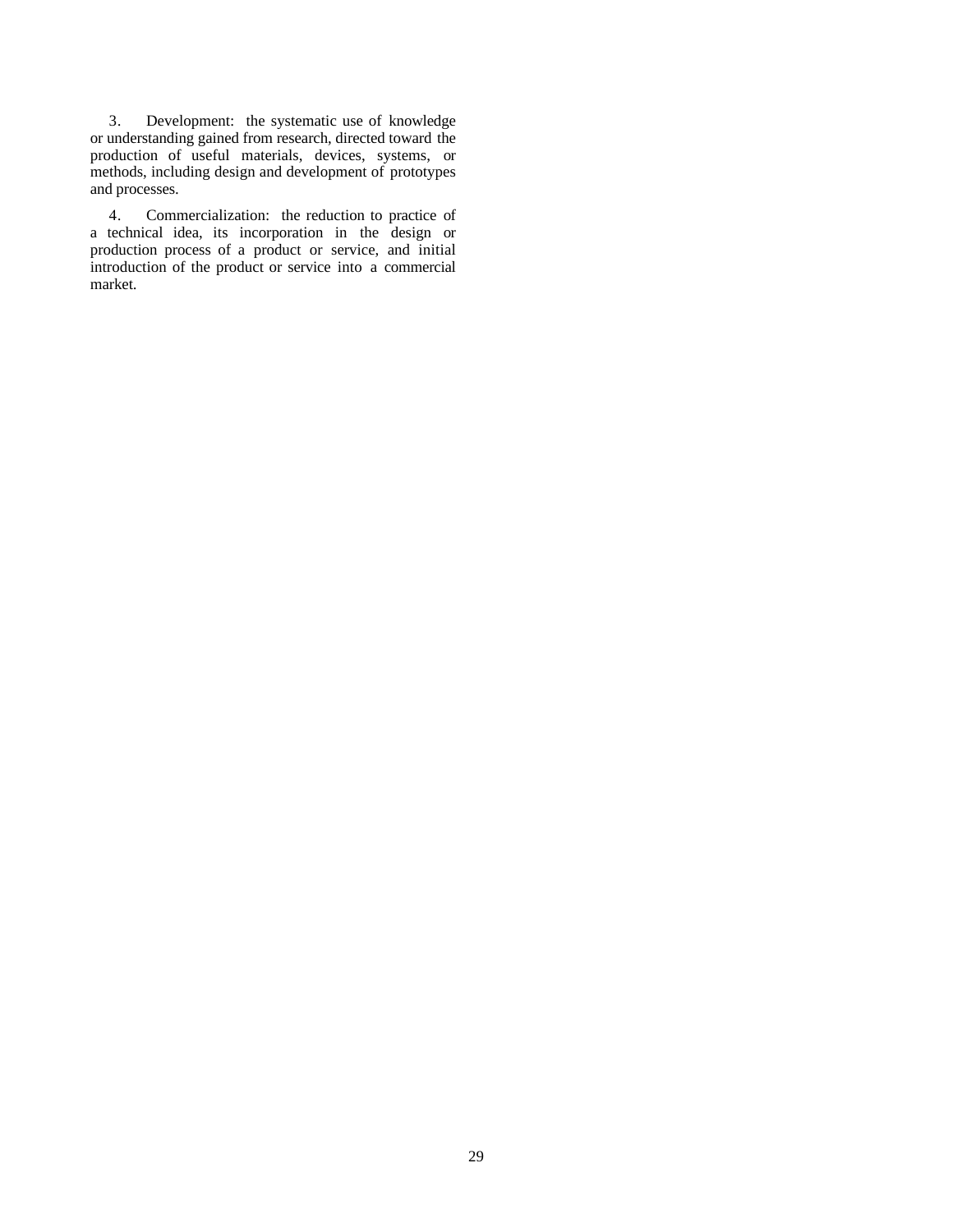3. Development: the systematic use of knowledge or understanding gained from research, directed toward the production of useful materials, devices, systems, or methods, including design and development of prototypes and processes.

4. Commercialization: the reduction to practice of a technical idea, its incorporation in the design or production process of a product or service, and initial introduction of the product or service into a commercial market.